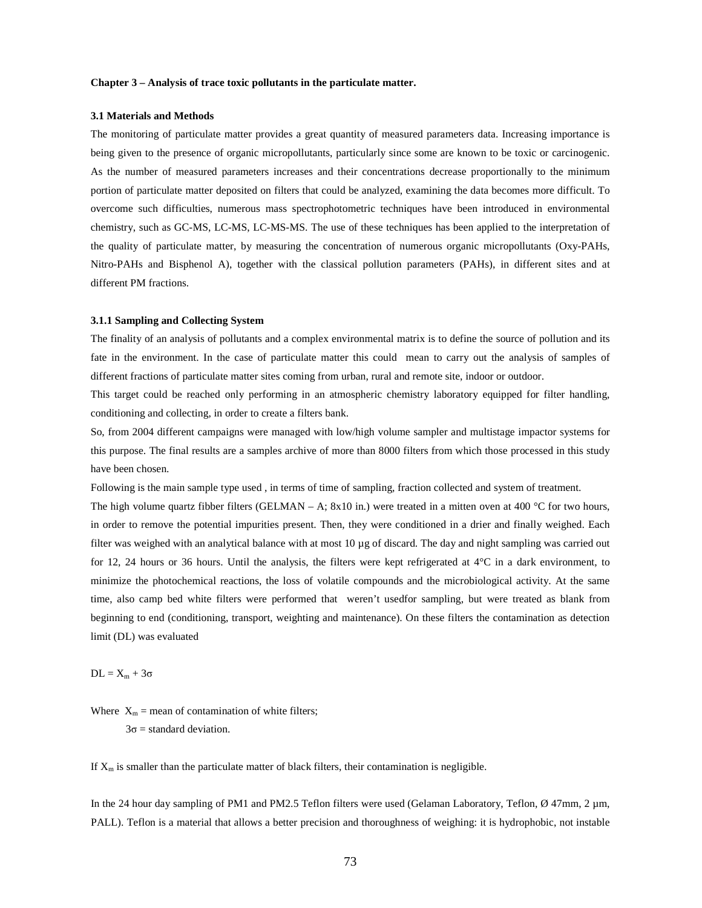**Chapter 3 – Analysis of trace toxic pollutants in the particulate matter.**

**3.1 Materials and Methods**

The monitoring of particulate matter provides a great quantity of measured parameters data. Increasing importance is being given to the presence of organic micropollutants, particularly since some are known to be toxic or carcinogenic. As the number of measured parameters increases and their concentrations decrease proportionally to the minimum portion of particulate matter deposited on filters that could be analyzed, examining the data becomes more difficult. To overcome such difficulties, numerous mass spectrophotometric techniques have been introduced in environmental chemistry, such as GC-MS, LC-MS, LC-MS-MS. The use of these techniques has been applied to the interpretation of the quality of particulate matter, by measuring the concentration of numerous organic micropollutants (Oxy-PAHs, Nitro-PAHs and Bisphenol A), together with the classical pollution parameters (PAHs), in different sites and at different PM fractions.

**3.1.1 Sampling and Collecting System**

The finality of an analysis of pollutants and a complex environmental matrix is to define the source of pollution and its fate in the environment. In the case of particulate matter this could mean to carry out the analysis of samples of different fractions of particulate matter sites coming from urban, rural and remote site, indoor or outdoor.

This target could be reached only performing in an atmospheric chemistry laboratory equipped for filter handling, conditioning and collecting, in order to create a filters bank.

So, from 2004 different campaigns were managed with low/high volume sampler and multistage impactor systems for this purpose. The final results are a samples archive of more than 8000 filters from which those processed in this study have been chosen.

Following is the main sample type used , in terms of time of sampling, fraction collected and system of treatment.

The high volume quartz fibber filters (GELMAN – A; 8x10 in.) were treated in a mitten oven at 400 °C for two hours, in order to remove the potential impurities present. Then, they were conditioned in a drier and finally weighed. Each filter was weighed with an analytical balance with at most 10 µg of discard. The day and night sampling was carried out for 12, 24 hours or 36 hours. Until the analysis, the filters were kept refrigerated at 4°C in a dark environment, to minimize the photochemical reactions, the loss of volatile compounds and the microbiological activity. At the same time, also camp bed white filters were performed that weren't usedfor sampling, but were treated as blank from beginning to end (conditioning, transport, weighting and maintenance). On these filters the contamination as detection limit (DL) was evaluated

$$DL = X_m + 3\sigma$$

Where $X_m$ = mean of contamination of white filters;

$3\sigma$ = standard deviation.

If $X_m$ is smaller than the particulate matter of black filters, their contamination is negligible.

In the 24 hour day sampling of PM1 and PM2.5 Teflon filters were used (Gelaman Laboratory, Teflon, Ø 47mm, 2 µm, PALL). Teflon is a material that allows a better precision and thoroughness of weighing: it is hydrophobic, not instable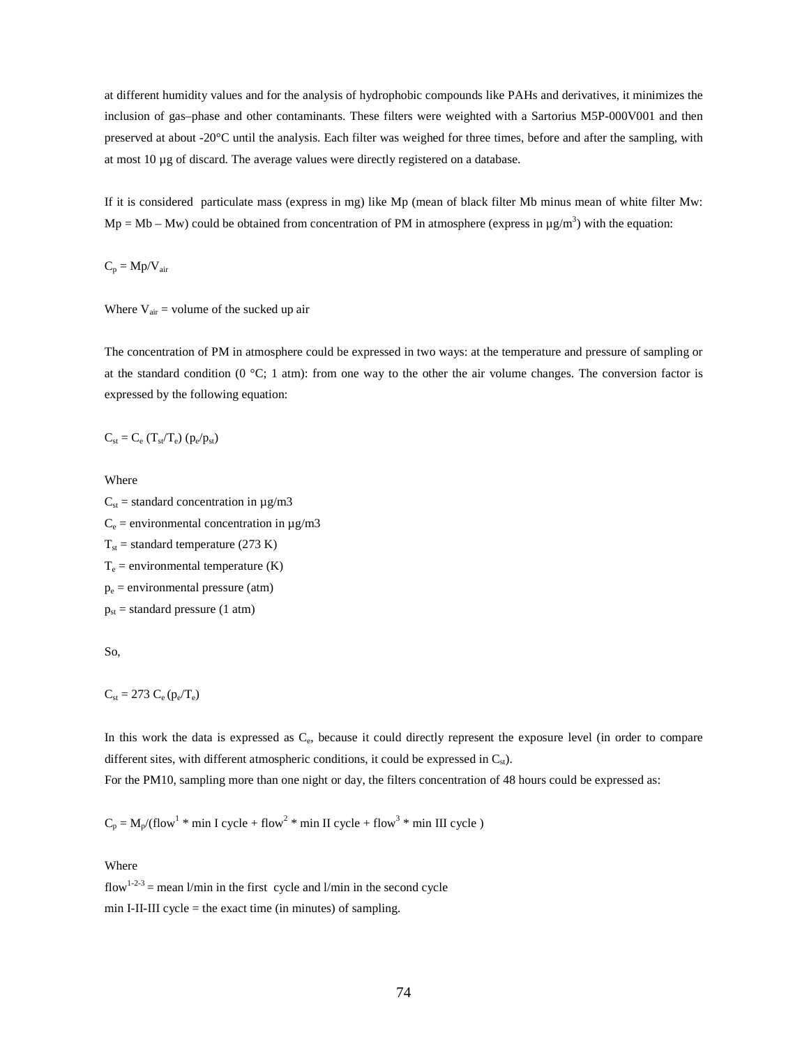at different humidity values and for the analysis of hydrophobic compounds like PAHs and derivatives, it minimizes the inclusion of gas–phase and other contaminants. These filters were weighted with a Sartorius M5P-000V001 and then preserved at about -20°C until the analysis. Each filter was weighed for three times, before and after the sampling, with at most 10 µg of discard. The average values were directly registered on a database.

If it is considered particulate mass (express in mg) like Mp (mean of black filter Mb minus mean of white filter Mw: Mp = Mb – Mw) could be obtained from concentration of PM in atmosphere (express in µg/m$^3$) with the equation:

$$C_p = Mp/V_{air}$$

Where $V_{air}$ = volume of the sucked up air

The concentration of PM in atmosphere could be expressed in two ways: at the temperature and pressure of sampling or at the standard condition (0 °C; 1 atm): from one way to the other the air volume changes. The conversion factor is expressed by the following equation:

$$C_{st} = C_e \, (T_{st}/T_e) \, (p_e/p_{st})$$

Where

$C_{st}$ = standard concentration in µg/m3

$C_e$ = environmental concentration in µg/m3

$T_{st}$ = standard temperature (273 K)

$T_e$ = environmental temperature (K)

$p_e$ = environmental pressure (atm)

$p_{st}$ = standard pressure (1 atm)

So,

$$C_{st} = 273 \, C_e \, (p_e/T_e)$$

In this work the data is expressed as $C_e$, because it could directly represent the exposure level (in order to compare different sites, with different atmospheric conditions, it could be expressed in $C_{st}$).

For the PM10, sampling more than one night or day, the filters concentration of 48 hours could be expressed as:

$$C_p = M_p/(\text{flow}^1 * \text{min I cycle} + \text{flow}^2 * \text{min II cycle} + \text{flow}^3 * \text{min III cycle})$$

Where

$\text{flow}^{1\text{-}2\text{-}3}$ = mean l/min in the first cycle and l/min in the second cycle

min I-II-III cycle = the exact time (in minutes) of sampling.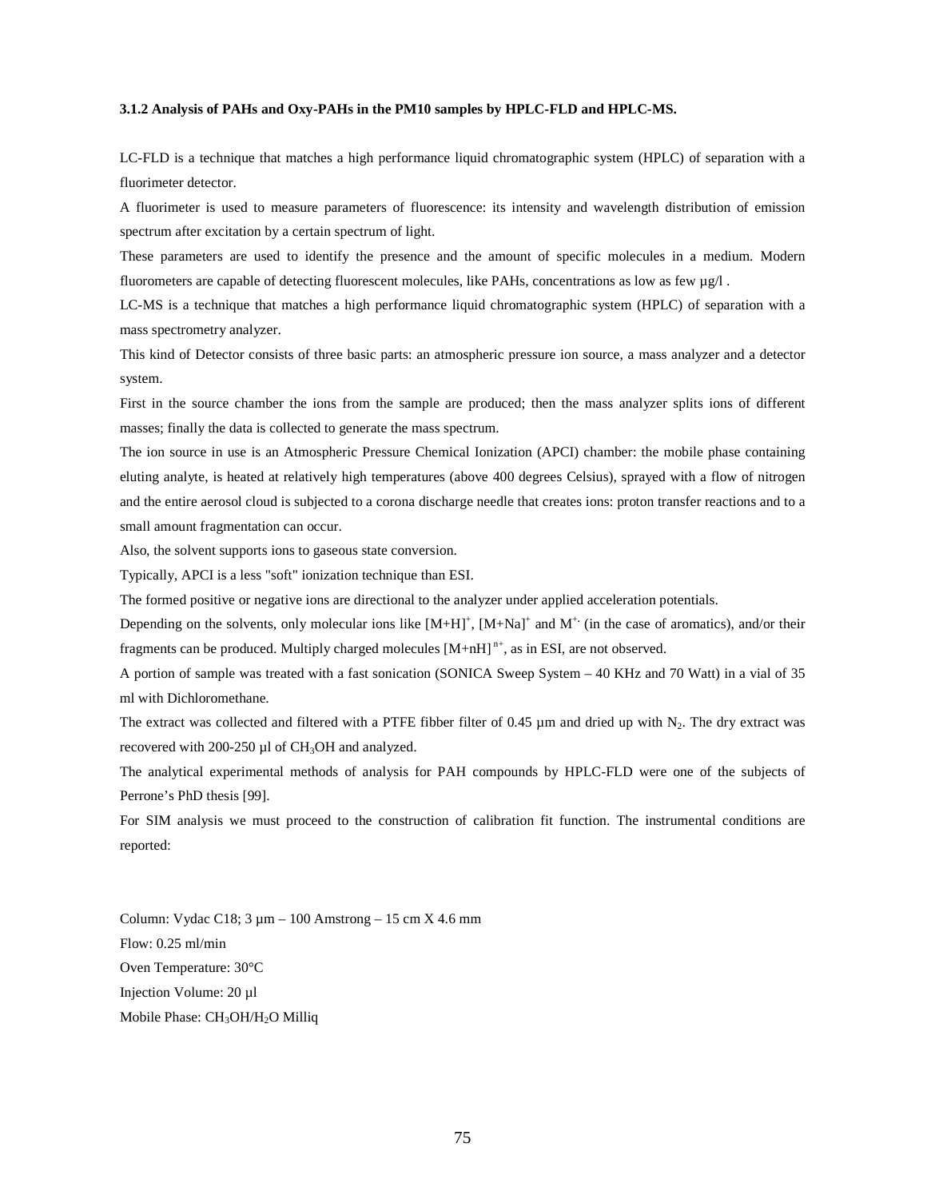### 3.1.2 Analysis of PAHs and Oxy-PAHs in the PM10 samples by HPLC-FLD and HPLC-MS.

LC-FLD is a technique that matches a high performance liquid chromatographic system (HPLC) of separation with a fluorimeter detector.

A fluorimeter is used to measure parameters of fluorescence: its intensity and wavelength distribution of emission spectrum after excitation by a certain spectrum of light.

These parameters are used to identify the presence and the amount of specific molecules in a medium. Modern fluorometers are capable of detecting fluorescent molecules, like PAHs, concentrations as low as few µg/l .

LC-MS is a technique that matches a high performance liquid chromatographic system (HPLC) of separation with a mass spectrometry analyzer.

This kind of Detector consists of three basic parts: an atmospheric pressure ion source, a mass analyzer and a detector system.

First in the source chamber the ions from the sample are produced; then the mass analyzer splits ions of different masses; finally the data is collected to generate the mass spectrum.

The ion source in use is an Atmospheric Pressure Chemical Ionization (APCI) chamber: the mobile phase containing eluting analyte, is heated at relatively high temperatures (above 400 degrees Celsius), sprayed with a flow of nitrogen and the entire aerosol cloud is subjected to a corona discharge needle that creates ions: proton transfer reactions and to a small amount fragmentation can occur.

Also, the solvent supports ions to gaseous state conversion.

Typically, APCI is a less "soft" ionization technique than ESI.

The formed positive or negative ions are directional to the analyzer under applied acceleration potentials.

Depending on the solvents, only molecular ions like $[M+H]^+$, $[M+Na]^+$ and $M^{+\cdot}$ (in the case of aromatics), and/or their fragments can be produced. Multiply charged molecules $[M+nH]^{n+}$, as in ESI, are not observed.

A portion of sample was treated with a fast sonication (SONICA Sweep System – 40 KHz and 70 Watt) in a vial of 35 ml with Dichloromethane.

The extract was collected and filtered with a PTFE fibber filter of 0.45 µm and dried up with $N_2$. The dry extract was recovered with 200-250 µl of $CH_3OH$ and analyzed.

The analytical experimental methods of analysis for PAH compounds by HPLC-FLD were one of the subjects of Perrone's PhD thesis [99].

For SIM analysis we must proceed to the construction of calibration fit function. The instrumental conditions are reported:

Column: Vydac C18; 3 µm – 100 Amstrong – 15 cm X 4.6 mm

Flow: 0.25 ml/min

Oven Temperature: 30°C

Injection Volume: 20 µl

Mobile Phase: $CH_3OH/H_2O$ Milliq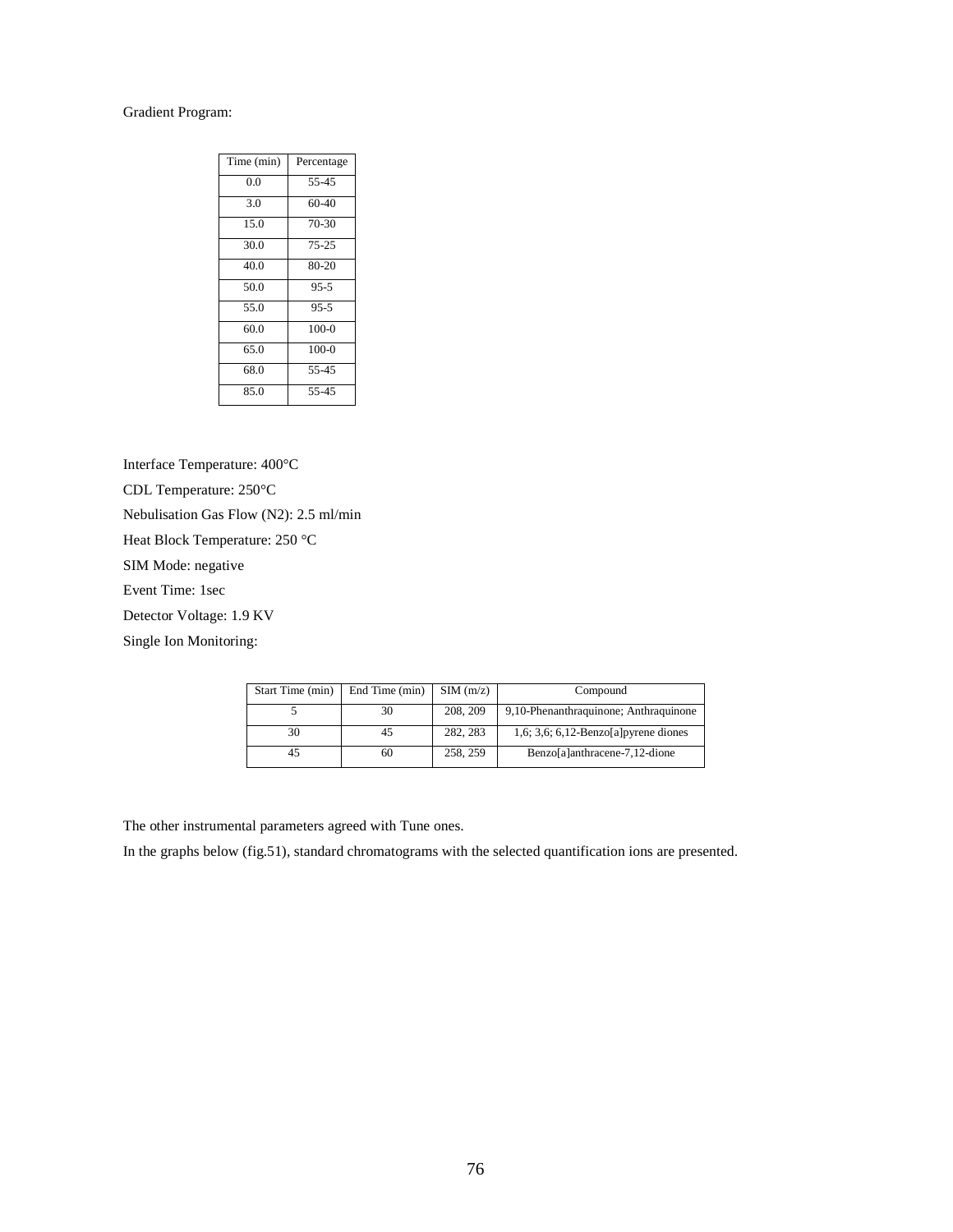Gradient Program:

| Time (min) | Percentage |
|---|---|
| 0.0 | 55-45 |
| 3.0 | 60-40 |
| 15.0 | 70-30 |
| 30.0 | 75-25 |
| 40.0 | 80-20 |
| 50.0 | 95-5 |
| 55.0 | 95-5 |
| 60.0 | 100-0 |
| 65.0 | 100-0 |
| 68.0 | 55-45 |
| 85.0 | 55-45 |

Interface Temperature: 400°C

CDL Temperature: 250°C

Nebulisation Gas Flow ($N_2$): 2.5 ml/min

Heat Block Temperature: 250 °C

SIM Mode: negative

Event Time: 1sec

Detector Voltage: 1.9 KV

Single Ion Monitoring:

| Start Time (min) | End Time (min) | SIM (m/z) | Compound |
|---|---|---|---|
| 5 | 30 | 208, 209 | 9,10-Phenanthraquinone; Anthraquinone |
| 30 | 45 | 282, 283 | 1,6; 3,6; 6,12-Benzo[a]pyrene diones |
| 45 | 60 | 258, 259 | Benzo[a]anthracene-7,12-dione |

The other instrumental parameters agreed with Tune ones.

In the graphs below (fig.51), standard chromatograms with the selected quantification ions are presented.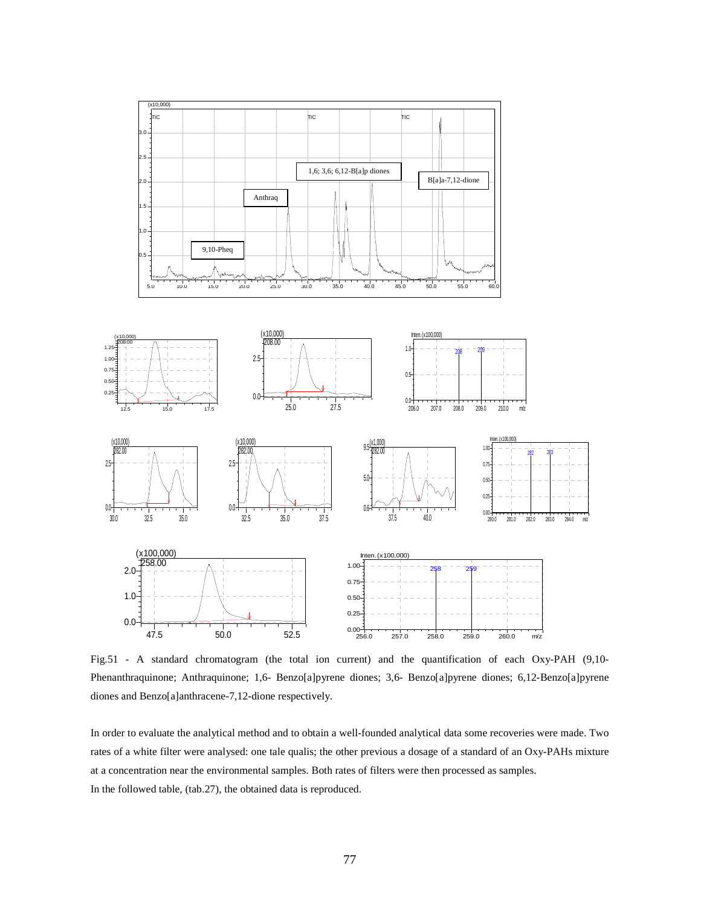Fig.51 - A standard chromatogram (the total ion current) and the quantification of each Oxy-PAH (9,10-Phenanthraquinone; Anthraquinone; 1,6- Benzo[a]pyrene diones; 3,6- Benzo[a]pyrene diones; 6,12-Benzo[a]pyrene diones and Benzo[a]anthracene-7,12-dione respectively.

In order to evaluate the analytical method and to obtain a well-founded analytical data some recoveries were made. Two rates of a white filter were analysed: one tale qualis; the other previous a dosage of a standard of an Oxy-PAHs mixture at a concentration near the environmental samples. Both rates of filters were then processed as samples.

In the followed table, (tab.27), the obtained data is reproduced.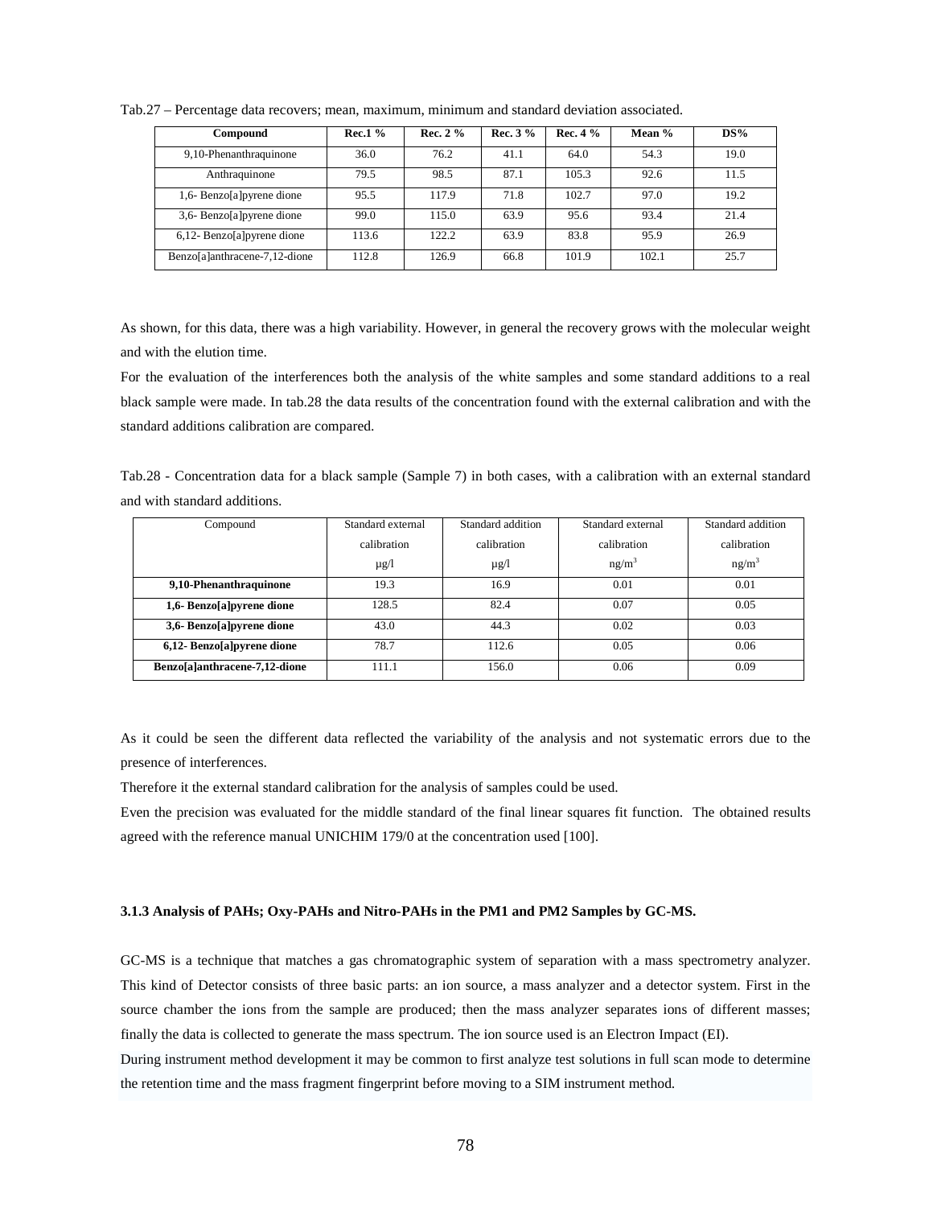Tab.27 – Percentage data recovers; mean, maximum, minimum and standard deviation associated.

| Compound | Rec.1 % | Rec. 2 % | Rec. 3 % | Rec. 4 % | Mean % | DS% |
|---|---|---|---|---|---|---|
| 9,10-Phenanthraquinone | 36.0 | 76.2 | 41.1 | 64.0 | 54.3 | 19.0 |
| Anthraquinone | 79.5 | 98.5 | 87.1 | 105.3 | 92.6 | 11.5 |
| 1,6- Benzo[a]pyrene dione | 95.5 | 117.9 | 71.8 | 102.7 | 97.0 | 19.2 |
| 3,6- Benzo[a]pyrene dione | 99.0 | 115.0 | 63.9 | 95.6 | 93.4 | 21.4 |
| 6,12- Benzo[a]pyrene dione | 113.6 | 122.2 | 63.9 | 83.8 | 95.9 | 26.9 |
| Benzo[a]anthracene-7,12-dione | 112.8 | 126.9 | 66.8 | 101.9 | 102.1 | 25.7 |

As shown, for this data, there was a high variability. However, in general the recovery grows with the molecular weight and with the elution time.

For the evaluation of the interferences both the analysis of the white samples and some standard additions to a real black sample were made. In tab.28 the data results of the concentration found with the external calibration and with the standard additions calibration are compared.

Tab.28 - Concentration data for a black sample (Sample 7) in both cases, with a calibration with an external standard and with standard additions.

| Compound | Standard external calibration μg/l | Standard addition calibration μg/l | Standard external calibration ng/m$^3$ | Standard addition calibration ng/m$^3$ |
|---|---|---|---|---|
| **9,10-Phenanthraquinone** | 19.3 | 16.9 | 0.01 | 0.01 |
| **1,6- Benzo[a]pyrene dione** | 128.5 | 82.4 | 0.07 | 0.05 |
| **3,6- Benzo[a]pyrene dione** | 43.0 | 44.3 | 0.02 | 0.03 |
| **6,12- Benzo[a]pyrene dione** | 78.7 | 112.6 | 0.05 | 0.06 |
| **Benzo[a]anthracene-7,12-dione** | 111.1 | 156.0 | 0.06 | 0.09 |

As it could be seen the different data reflected the variability of the analysis and not systematic errors due to the presence of interferences.

Therefore it the external standard calibration for the analysis of samples could be used.

Even the precision was evaluated for the middle standard of the final linear squares fit function. The obtained results agreed with the reference manual UNICHIM 179/0 at the concentration used [100].

### 3.1.3 Analysis of PAHs; Oxy-PAHs and Nitro-PAHs in the PM1 and PM2 Samples by GC-MS.

GC-MS is a technique that matches a gas chromatographic system of separation with a mass spectrometry analyzer. This kind of Detector consists of three basic parts: an ion source, a mass analyzer and a detector system. First in the source chamber the ions from the sample are produced; then the mass analyzer separates ions of different masses; finally the data is collected to generate the mass spectrum. The ion source used is an Electron Impact (EI).

During instrument method development it may be common to first analyze test solutions in full scan mode to determine the retention time and the mass fragment fingerprint before moving to a SIM instrument method.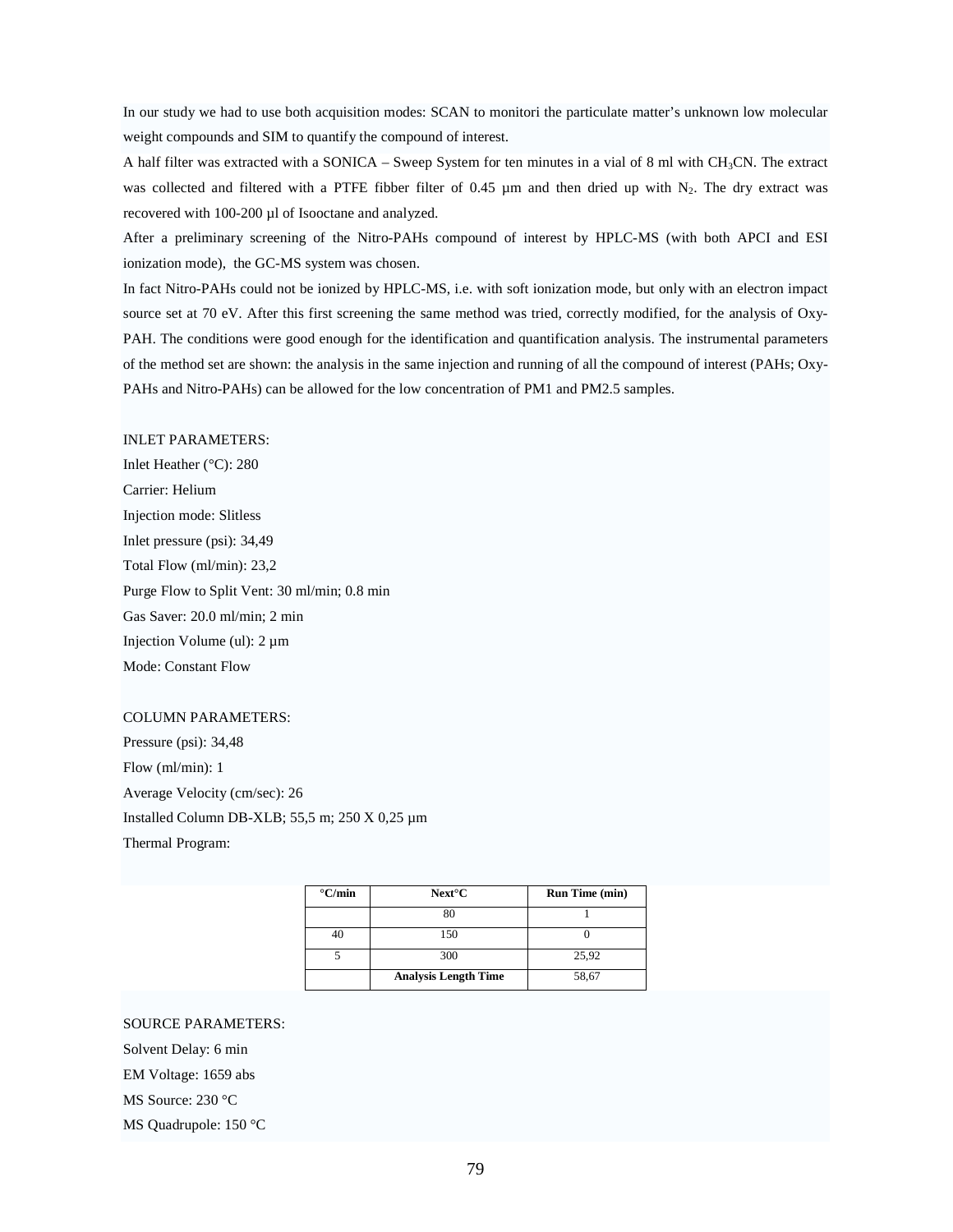In our study we had to use both acquisition modes: SCAN to monitori the particulate matter's unknown low molecular weight compounds and SIM to quantify the compound of interest.

A half filter was extracted with a SONICA – Sweep System for ten minutes in a vial of 8 ml with $CH_3CN$. The extract was collected and filtered with a PTFE fibber filter of 0.45 µm and then dried up with $N_2$. The dry extract was recovered with 100-200 µl of Isooctane and analyzed.

After a preliminary screening of the Nitro-PAHs compound of interest by HPLC-MS (with both APCI and ESI ionization mode), the GC-MS system was chosen.

In fact Nitro-PAHs could not be ionized by HPLC-MS, i.e. with soft ionization mode, but only with an electron impact source set at 70 eV. After this first screening the same method was tried, correctly modified, for the analysis of Oxy-PAH. The conditions were good enough for the identification and quantification analysis. The instrumental parameters of the method set are shown: the analysis in the same injection and running of all the compound of interest (PAHs; Oxy-PAHs and Nitro-PAHs) can be allowed for the low concentration of PM1 and PM2.5 samples.

INLET PARAMETERS:

Inlet Heather (°C): 280

Carrier: Helium

Injection mode: Slitless

Inlet pressure (psi): 34,49

Total Flow (ml/min): 23,2

Purge Flow to Split Vent: 30 ml/min; 0.8 min

Gas Saver: 20.0 ml/min; 2 min

Injection Volume (ul): 2 µm

Mode: Constant Flow

COLUMN PARAMETERS:

Pressure (psi): 34,48

Flow (ml/min): 1

Average Velocity (cm/sec): 26

Installed Column DB-XLB; 55,5 m; 250 X 0,25 µm

Thermal Program:

| °C/min | Next°C | Run Time (min) |
|---|---|---|
| | 80 | 1 |
| 40 | 150 | 0 |
| 5 | 300 | 25,92 |
| | **Analysis Length Time** | 58,67 |

SOURCE PARAMETERS:

Solvent Delay: 6 min

EM Voltage: 1659 abs

MS Source: 230 °C

MS Quadrupole: 150 °C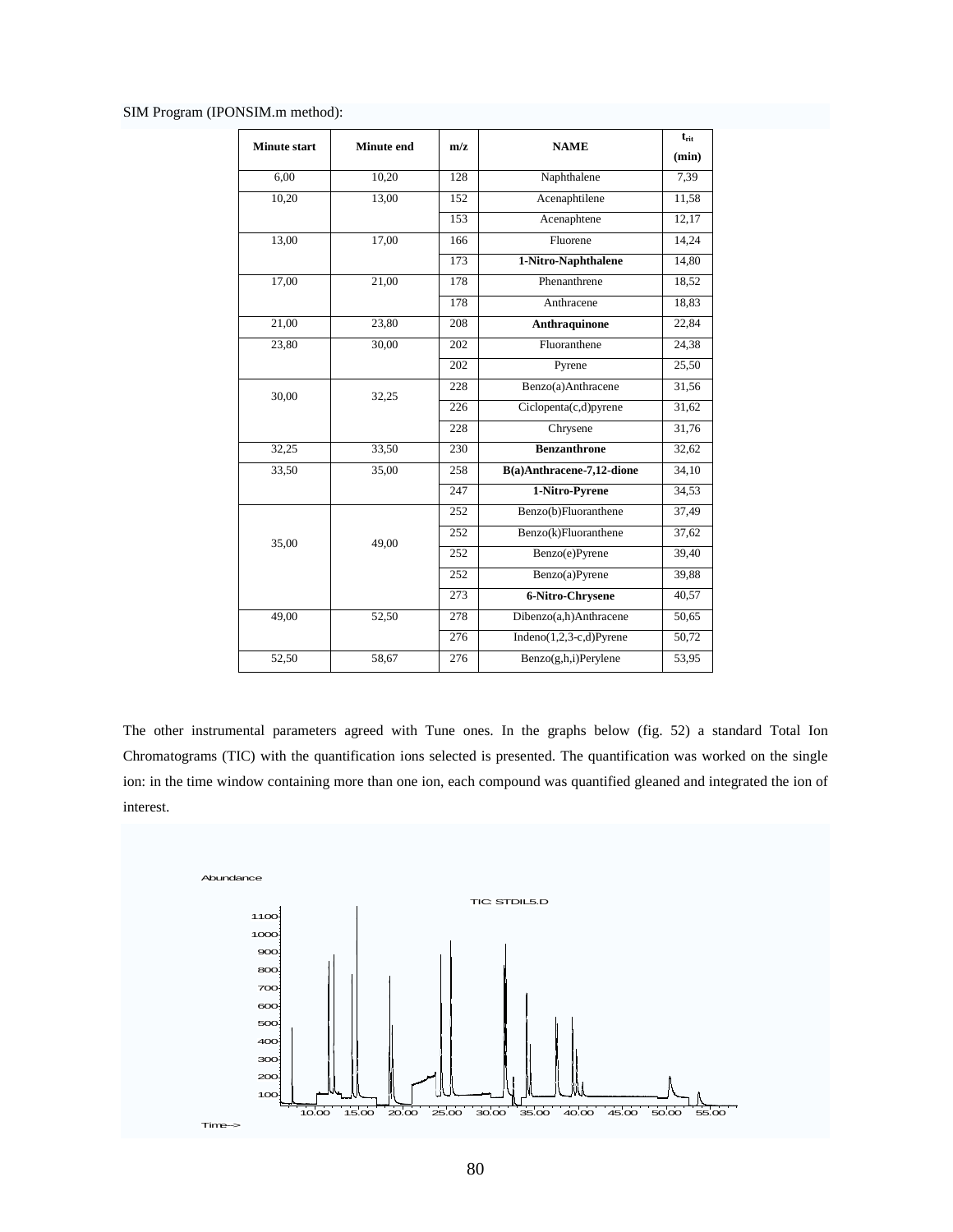SIM Program (IPONSIM.m method):

| Minute start | Minute end | m/z | NAME | $t_{rit}$ (min) |
|---|---|---|---|---|
| 6,00 | 10,20 | 128 | Naphthalene | 7,39 |
| 10,20 | 13,00 | 152 | Acenaphtilene | 11,58 |
| | | 153 | Acenaphtene | 12,17 |
| 13,00 | 17,00 | 166 | Fluorene | 14,24 |
| | | 173 | **1-Nitro-Naphthalene** | 14,80 |
| 17,00 | 21,00 | 178 | Phenanthrene | 18,52 |
| | | 178 | Anthracene | 18,83 |
| 21,00 | 23,80 | 208 | **Anthraquinone** | 22,84 |
| 23,80 | 30,00 | 202 | Fluoranthene | 24,38 |
| | | 202 | Pyrene | 25,50 |
| 30,00 | 32,25 | 228 | Benzo(a)Anthracene | 31,56 |
| | | 226 | Ciclopenta(c,d)pyrene | 31,62 |
| | | 228 | Chrysene | 31,76 |
| 32,25 | 33,50 | 230 | **Benzanthrone** | 32,62 |
| 33,50 | 35,00 | 258 | **B(a)Anthracene-7,12-dione** | 34,10 |
| | | 247 | **1-Nitro-Pyrene** | 34,53 |
| 35,00 | 49,00 | 252 | Benzo(b)Fluoranthene | 37,49 |
| | | 252 | Benzo(k)Fluoranthene | 37,62 |
| | | 252 | Benzo(e)Pyrene | 39,40 |
| | | 252 | Benzo(a)Pyrene | 39,88 |
| | | 273 | **6-Nitro-Chrysene** | 40,57 |
| 49,00 | 52,50 | 278 | Dibenzo(a,h)Anthracene | 50,65 |
| | | 276 | Indeno(1,2,3-c,d)Pyrene | 50,72 |
| 52,50 | 58,67 | 276 | Benzo(g,h,i)Perylene | 53,95 |

The other instrumental parameters agreed with Tune ones. In the graphs below (fig. 52) a standard Total Ion Chromatograms (TIC) with the quantification ions selected is presented. The quantification was worked on the single ion: in the time window containing more than one ion, each compound was quantified gleaned and integrated the ion of interest.

Abundance

TIC: STDIL5.D

Time-->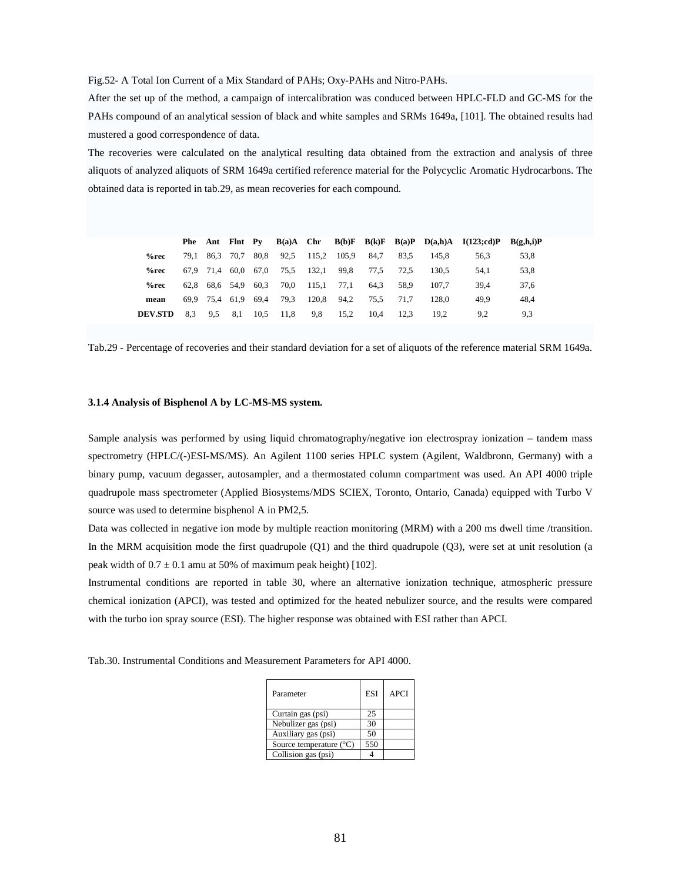Fig.52- A Total Ion Current of a Mix Standard of PAHs; Oxy-PAHs and Nitro-PAHs.

After the set up of the method, a campaign of intercalibration was conduced between HPLC-FLD and GC-MS for the PAHs compound of an analytical session of black and white samples and SRMs 1649a, [101]. The obtained results had mustered a good correspondence of data.

The recoveries were calculated on the analytical resulting data obtained from the extraction and analysis of three aliquots of analyzed aliquots of SRM 1649a certified reference material for the Polycyclic Aromatic Hydrocarbons. The obtained data is reported in tab.29, as mean recoveries for each compound.

| | **Phe** | **Ant** | **Flnt** | **Py** | **B(a)A** | **Chr** | **B(b)F** | **B(k)F** | **B(a)P** | **D(a,h)A** | **I(123;cd)P** | **B(g,h,i)P** |
|---|---|---|---|---|---|---|---|---|---|---|---|---|
| **%rec** | 79,1 | 86,3 | 70,7 | 80,8 | 92,5 | 115,2 | 105,9 | 84,7 | 83,5 | 145,8 | 56,3 | 53,8 |
| **%rec** | 67,9 | 71,4 | 60,0 | 67,0 | 75,5 | 132,1 | 99,8 | 77,5 | 72,5 | 130,5 | 54,1 | 53,8 |
| **%rec** | 62,8 | 68,6 | 54,9 | 60,3 | 70,0 | 115,1 | 77,1 | 64,3 | 58,9 | 107,7 | 39,4 | 37,6 |
| **mean** | 69,9 | 75,4 | 61,9 | 69,4 | 79,3 | 120,8 | 94,2 | 75,5 | 71,7 | 128,0 | 49,9 | 48,4 |
| **DEV.STD** | 8,3 | 9,5 | 8,1 | 10,5 | 11,8 | 9,8 | 15,2 | 10,4 | 12,3 | 19,2 | 9,2 | 9,3 |

Tab.29 - Percentage of recoveries and their standard deviation for a set of aliquots of the reference material SRM 1649a.

### 3.1.4 Analysis of Bisphenol A by LC-MS-MS system.

Sample analysis was performed by using liquid chromatography/negative ion electrospray ionization – tandem mass spectrometry (HPLC/(-)ESI-MS/MS). An Agilent 1100 series HPLC system (Agilent, Waldbronn, Germany) with a binary pump, vacuum degasser, autosampler, and a thermostated column compartment was used. An API 4000 triple quadrupole mass spectrometer (Applied Biosystems/MDS SCIEX, Toronto, Ontario, Canada) equipped with Turbo V source was used to determine bisphenol A in PM2,5.

Data was collected in negative ion mode by multiple reaction monitoring (MRM) with a 200 ms dwell time /transition. In the MRM acquisition mode the first quadrupole (Q1) and the third quadrupole (Q3), were set at unit resolution (a peak width of $0.7 \pm 0.1$ amu at 50% of maximum peak height) [102].

Instrumental conditions are reported in table 30, where an alternative ionization technique, atmospheric pressure chemical ionization (APCI), was tested and optimized for the heated nebulizer source, and the results were compared with the turbo ion spray source (ESI). The higher response was obtained with ESI rather than APCI.

Tab.30. Instrumental Conditions and Measurement Parameters for API 4000.

| Parameter | ESI | APCI |
|---|---|---|
| Curtain gas (psi) | 25 | |
| Nebulizer gas (psi) | 30 | |
| Auxiliary gas (psi) | 50 | |
| Source temperature (°C) | 550 | |
| Collision gas (psi) | 4 | |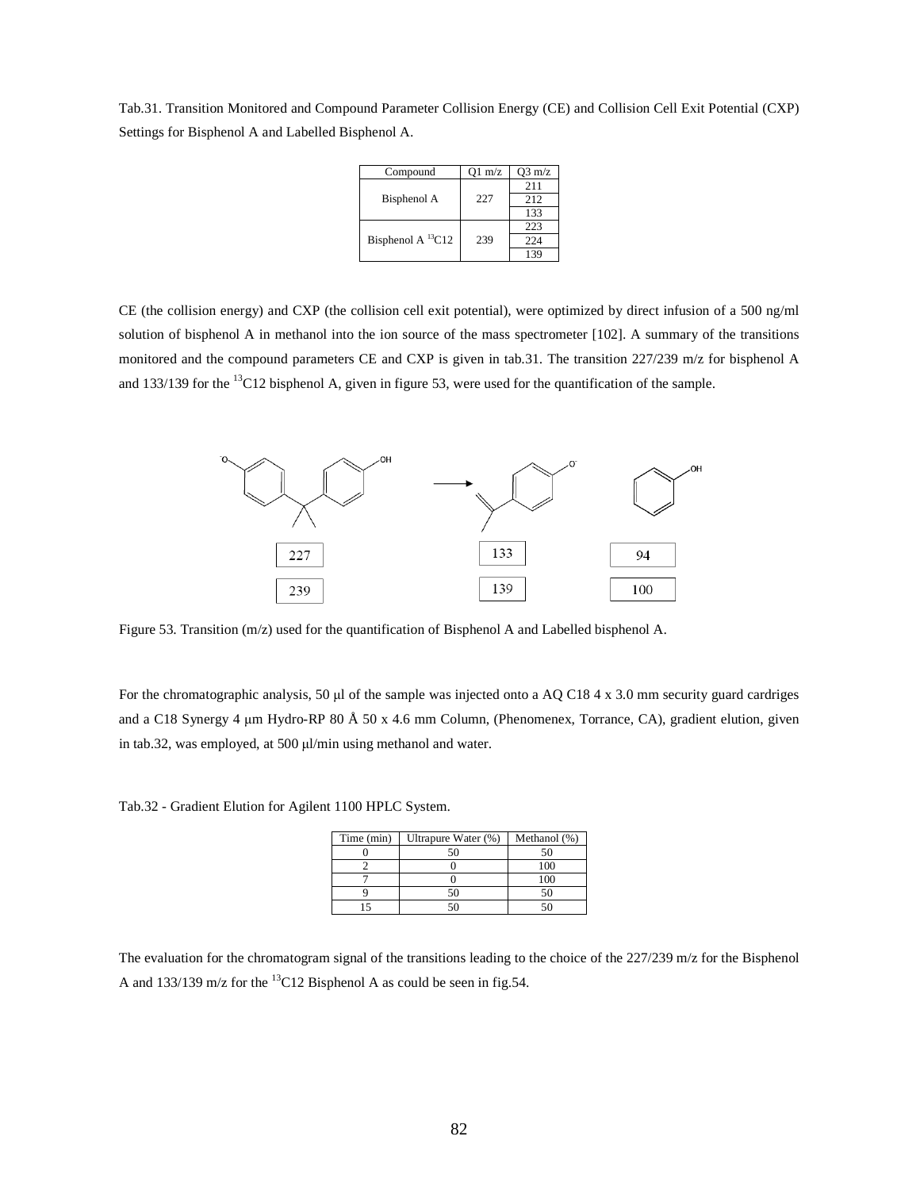Tab.31. Transition Monitored and Compound Parameter Collision Energy (CE) and Collision Cell Exit Potential (CXP) Settings for Bisphenol A and Labelled Bisphenol A.

| Compound | Q1 m/z | Q3 m/z |
| --- | --- | --- |
| Bisphenol A | 227 | 211 |
| | | 212 |
| | | 133 |
| Bisphenol A $^{13}$C12 | 239 | 223 |
| | | 224 |
| | | 139 |

CE (the collision energy) and CXP (the collision cell exit potential), were optimized by direct infusion of a 500 ng/ml solution of bisphenol A in methanol into the ion source of the mass spectrometer [102]. A summary of the transitions monitored and the compound parameters CE and CXP is given in tab.31. The transition 227/239 m/z for bisphenol A and 133/139 for the $^{13}$C12 bisphenol A, given in figure 53, were used for the quantification of the sample.

227 | 239 → 133 | 139 | 94 | 100

Figure 53. Transition (m/z) used for the quantification of Bisphenol A and Labelled bisphenol A.

For the chromatographic analysis, 50 μl of the sample was injected onto a AQ C18 4 x 3.0 mm security guard cardriges and a C18 Synergy 4 μm Hydro-RP 80 Å 50 x 4.6 mm Column, (Phenomenex, Torrance, CA), gradient elution, given in tab.32, was employed, at 500 μl/min using methanol and water.

Tab.32 - Gradient Elution for Agilent 1100 HPLC System.

| Time (min) | Ultrapure Water (%) | Methanol (%) |
| --- | --- | --- |
| 0 | 50 | 50 |
| 2 | 0 | 100 |
| 7 | 0 | 100 |
| 9 | 50 | 50 |
| 15 | 50 | 50 |

The evaluation for the chromatogram signal of the transitions leading to the choice of the 227/239 m/z for the Bisphenol A and 133/139 m/z for the $^{13}$C12 Bisphenol A as could be seen in fig.54.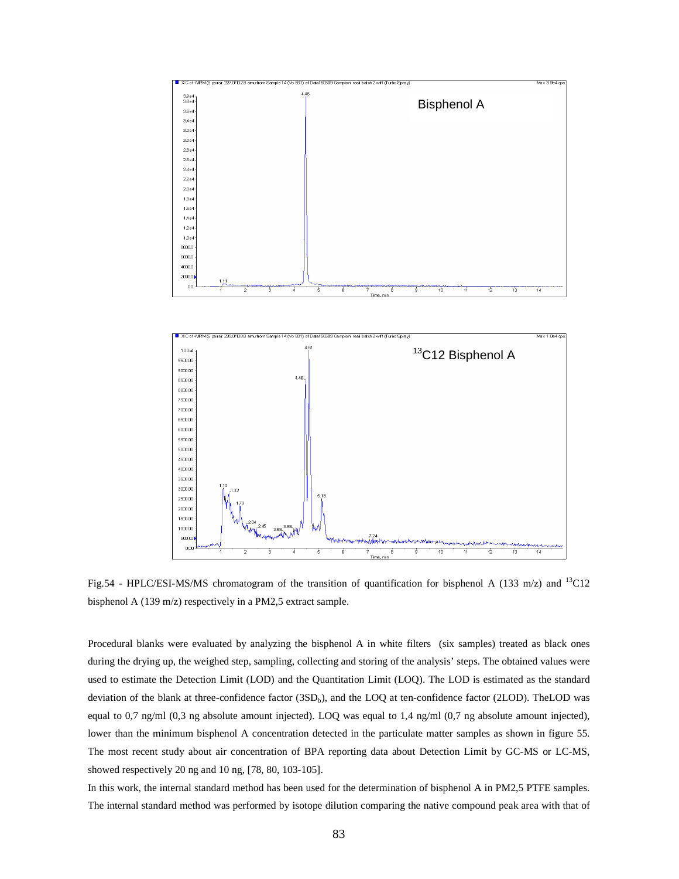Fig.54 - HPLC/ESI-MS/MS chromatogram of the transition of quantification for bisphenol A (133 m/z) and $^{13}C12$ bisphenol A (139 m/z) respectively in a PM2,5 extract sample.

Procedural blanks were evaluated by analyzing the bisphenol A in white filters (six samples) treated as black ones during the drying up, the weighed step, sampling, collecting and storing of the analysis' steps. The obtained values were used to estimate the Detection Limit (LOD) and the Quantitation Limit (LOQ). The LOD is estimated as the standard deviation of the blank at three-confidence factor ($3SD_b$), and the LOQ at ten-confidence factor (2LOD). TheLOD was equal to 0,7 ng/ml (0,3 ng absolute amount injected). LOQ was equal to 1,4 ng/ml (0,7 ng absolute amount injected), lower than the minimum bisphenol A concentration detected in the particulate matter samples as shown in figure 55. The most recent study about air concentration of BPA reporting data about Detection Limit by GC-MS or LC-MS, showed respectively 20 ng and 10 ng, [78, 80, 103-105].

In this work, the internal standard method has been used for the determination of bisphenol A in PM2,5 PTFE samples. The internal standard method was performed by isotope dilution comparing the native compound peak area with that of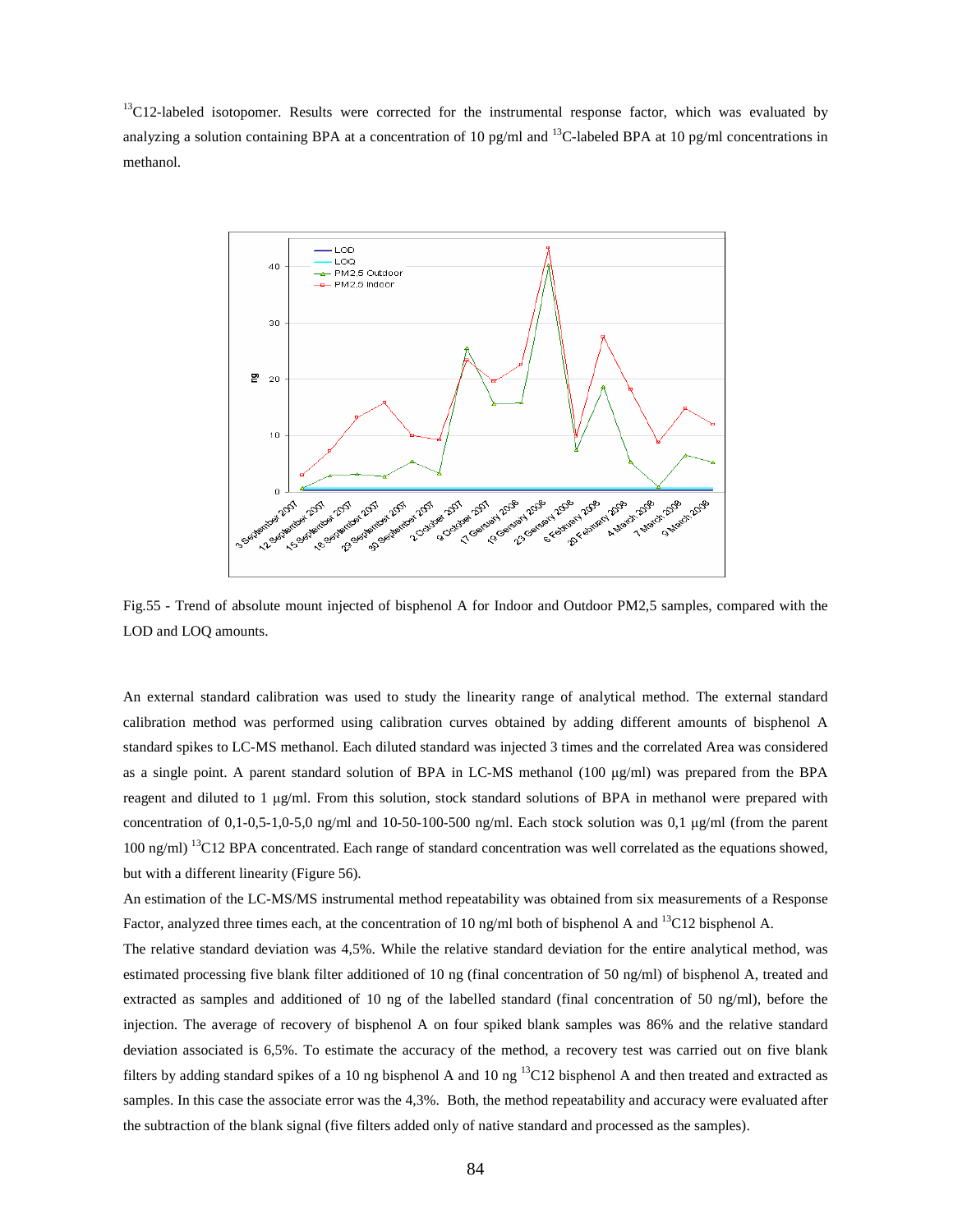$^{13}$C12-labeled isotopomer. Results were corrected for the instrumental response factor, which was evaluated by analyzing a solution containing BPA at a concentration of 10 pg/ml and $^{13}$C-labeled BPA at 10 pg/ml concentrations in methanol.

Fig.55 - Trend of absolute mount injected of bisphenol A for Indoor and Outdoor PM2,5 samples, compared with the LOD and LOQ amounts.

An external standard calibration was used to study the linearity range of analytical method. The external standard calibration method was performed using calibration curves obtained by adding different amounts of bisphenol A standard spikes to LC-MS methanol. Each diluted standard was injected 3 times and the correlated Area was considered as a single point. A parent standard solution of BPA in LC-MS methanol (100 µg/ml) was prepared from the BPA reagent and diluted to 1 µg/ml. From this solution, stock standard solutions of BPA in methanol were prepared with concentration of 0,1-0,5-1,0-5,0 ng/ml and 10-50-100-500 ng/ml. Each stock solution was 0,1 µg/ml (from the parent 100 ng/ml) $^{13}$C12 BPA concentrated. Each range of standard concentration was well correlated as the equations showed, but with a different linearity (Figure 56).

An estimation of the LC-MS/MS instrumental method repeatability was obtained from six measurements of a Response Factor, analyzed three times each, at the concentration of 10 ng/ml both of bisphenol A and $^{13}$C12 bisphenol A.

The relative standard deviation was 4,5%. While the relative standard deviation for the entire analytical method, was estimated processing five blank filter additioned of 10 ng (final concentration of 50 ng/ml) of bisphenol A, treated and extracted as samples and additioned of 10 ng of the labelled standard (final concentration of 50 ng/ml), before the injection. The average of recovery of bisphenol A on four spiked blank samples was 86% and the relative standard deviation associated is 6,5%. To estimate the accuracy of the method, a recovery test was carried out on five blank filters by adding standard spikes of a 10 ng bisphenol A and 10 ng $^{13}$C12 bisphenol A and then treated and extracted as samples. In this case the associate error was the 4,3%. Both, the method repeatability and accuracy were evaluated after the subtraction of the blank signal (five filters added only of native standard and processed as the samples).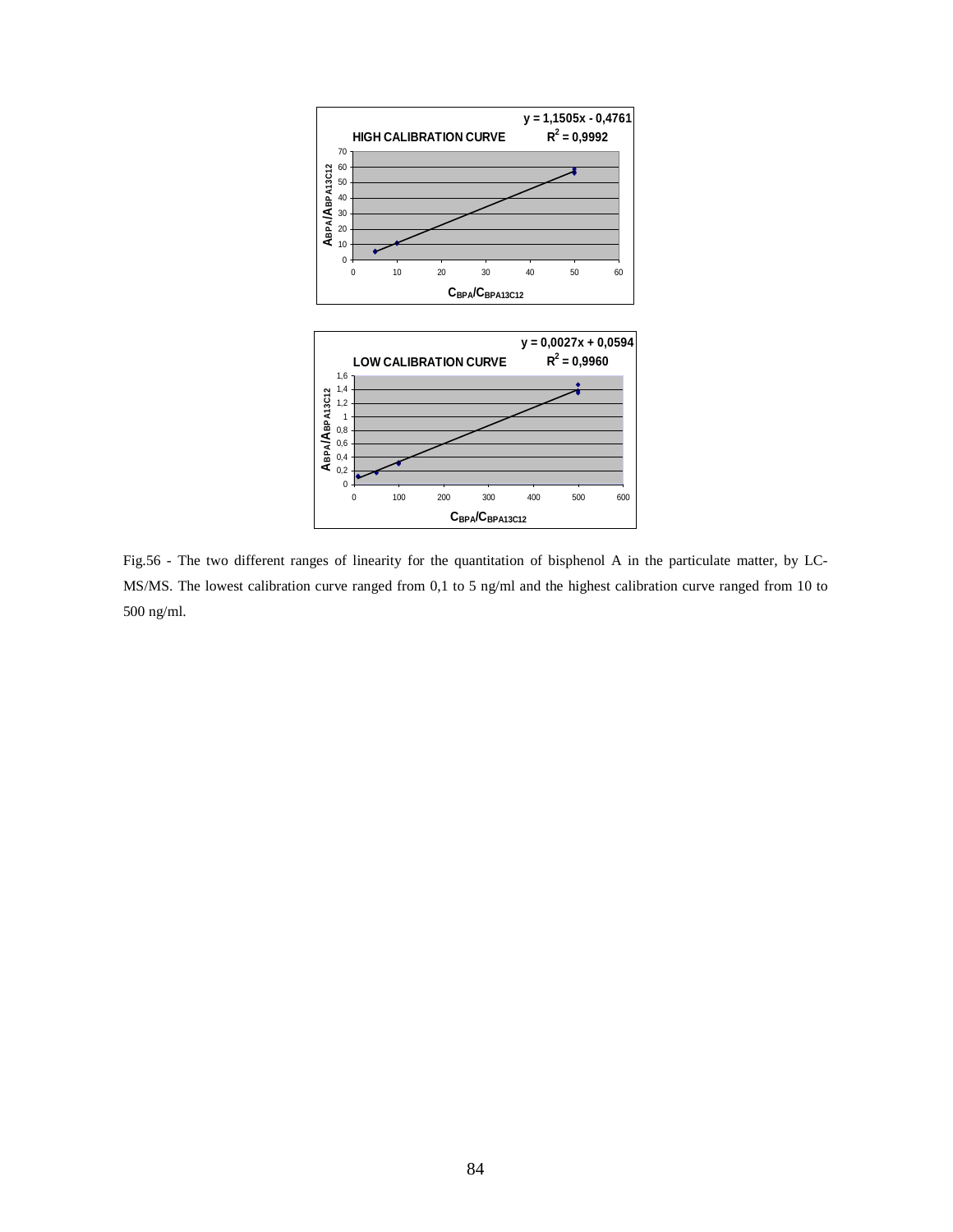Fig.56 - The two different ranges of linearity for the quantitation of bisphenol A in the particulate matter, by LC-MS/MS. The lowest calibration curve ranged from 0,1 to 5 ng/ml and the highest calibration curve ranged from 10 to 500 ng/ml.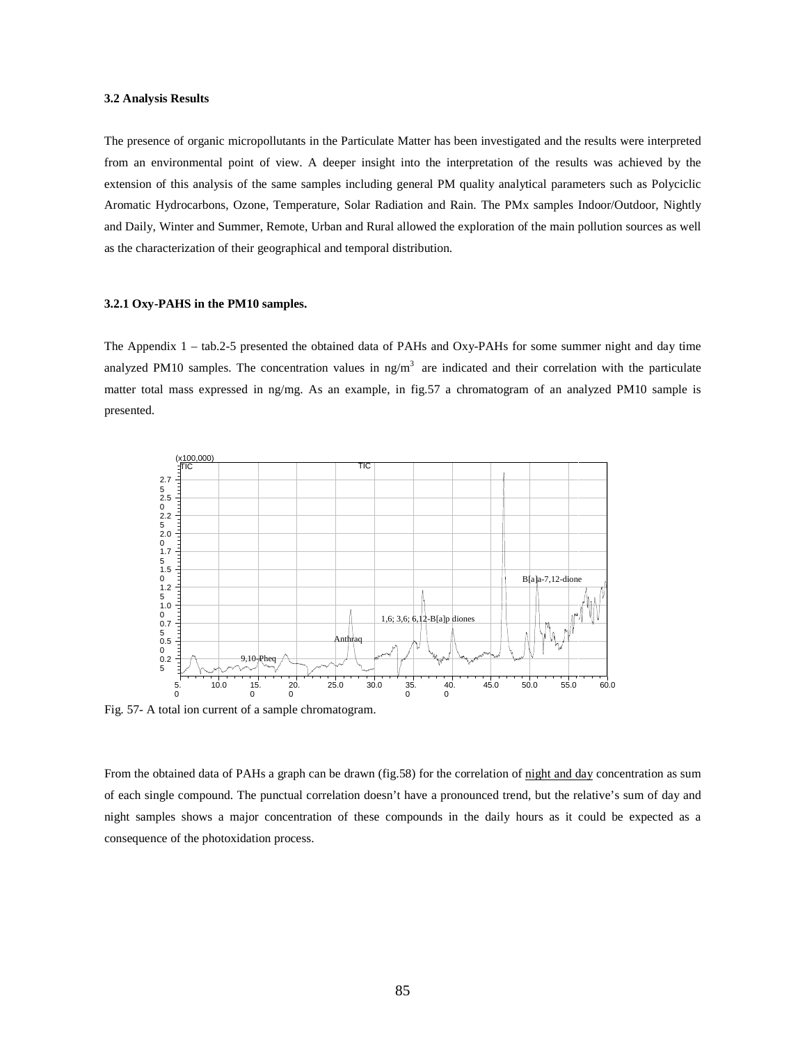### 3.2 Analysis Results

The presence of organic micropollutants in the Particulate Matter has been investigated and the results were interpreted from an environmental point of view. A deeper insight into the interpretation of the results was achieved by the extension of this analysis of the same samples including general PM quality analytical parameters such as Polyciclic Aromatic Hydrocarbons, Ozone, Temperature, Solar Radiation and Rain. The PMx samples Indoor/Outdoor, Nightly and Daily, Winter and Summer, Remote, Urban and Rural allowed the exploration of the main pollution sources as well as the characterization of their geographical and temporal distribution.

#### 3.2.1 Oxy-PAHS in the PM10 samples.

The Appendix 1 – tab.2-5 presented the obtained data of PAHs and Oxy-PAHs for some summer night and day time analyzed PM10 samples. The concentration values in ng/m$^3$ are indicated and their correlation with the particulate matter total mass expressed in ng/mg. As an example, in fig.57 a chromatogram of an analyzed PM10 sample is presented.

Fig. 57- A total ion current of a sample chromatogram.

From the obtained data of PAHs a graph can be drawn (fig.58) for the correlation of <u>night and day</u> concentration as sum of each single compound. The punctual correlation doesn't have a pronounced trend, but the relative's sum of day and night samples shows a major concentration of these compounds in the daily hours as it could be expected as a consequence of the photoxidation process.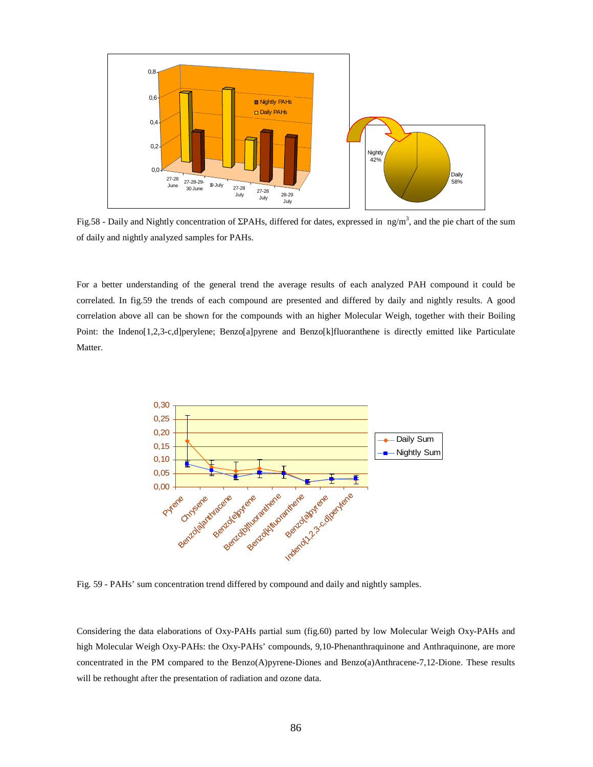Fig.58 - Daily and Nightly concentration of ΣPAHs, differed for dates, expressed in ng/m$^3$, and the pie chart of the sum of daily and nightly analyzed samples for PAHs.

For a better understanding of the general trend the average results of each analyzed PAH compound it could be correlated. In fig.59 the trends of each compound are presented and differed by daily and nightly results. A good correlation above all can be shown for the compounds with an higher Molecular Weigh, together with their Boiling Point: the Indeno[1,2,3-c,d]perylene; Benzo[a]pyrene and Benzo[k]fluoranthene is directly emitted like Particulate Matter.

Fig. 59 - PAHs' sum concentration trend differed by compound and daily and nightly samples.

Considering the data elaborations of Oxy-PAHs partial sum (fig.60) parted by low Molecular Weigh Oxy-PAHs and high Molecular Weigh Oxy-PAHs: the Oxy-PAHs' compounds, 9,10-Phenanthraquinone and Anthraquinone, are more concentrated in the PM compared to the Benzo(A)pyrene-Diones and Benzo(a)Anthracene-7,12-Dione. These results will be rethought after the presentation of radiation and ozone data.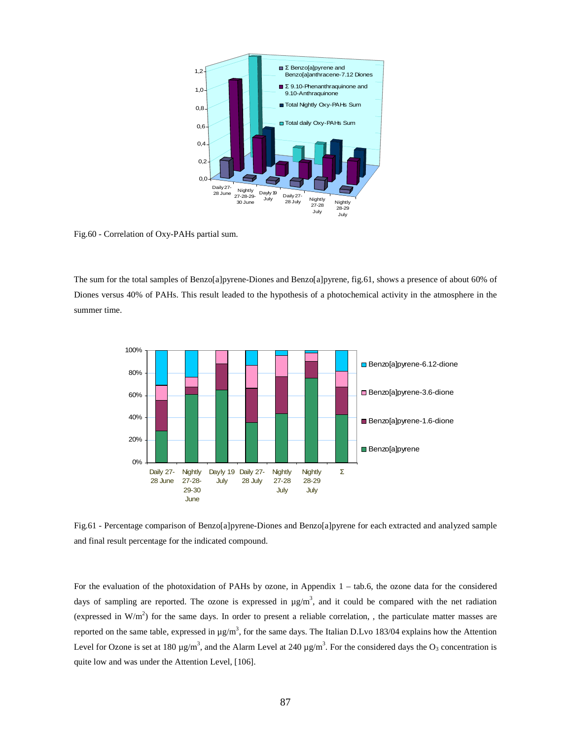Fig.60 - Correlation of Oxy-PAHs partial sum.

The sum for the total samples of Benzo[a]pyrene-Diones and Benzo[a]pyrene, fig.61, shows a presence of about 60% of Diones versus 40% of PAHs. This result leaded to the hypothesis of a photochemical activity in the atmosphere in the summer time.

Fig.61 - Percentage comparison of Benzo[a]pyrene-Diones and Benzo[a]pyrene for each extracted and analyzed sample and final result percentage for the indicated compound.

For the evaluation of the photoxidation of PAHs by ozone, in Appendix 1 – tab.6, the ozone data for the considered days of sampling are reported. The ozone is expressed in $\mu g/m^3$, and it could be compared with the net radiation (expressed in $W/m^2$) for the same days. In order to present a reliable correlation, , the particulate matter masses are reported on the same table, expressed in $\mu g/m^3$, for the same days. The Italian D.Lvo 183/04 explains how the Attention Level for Ozone is set at 180 $\mu g/m^3$, and the Alarm Level at 240 $\mu g/m^3$. For the considered days the $O_3$ concentration is quite low and was under the Attention Level, [106].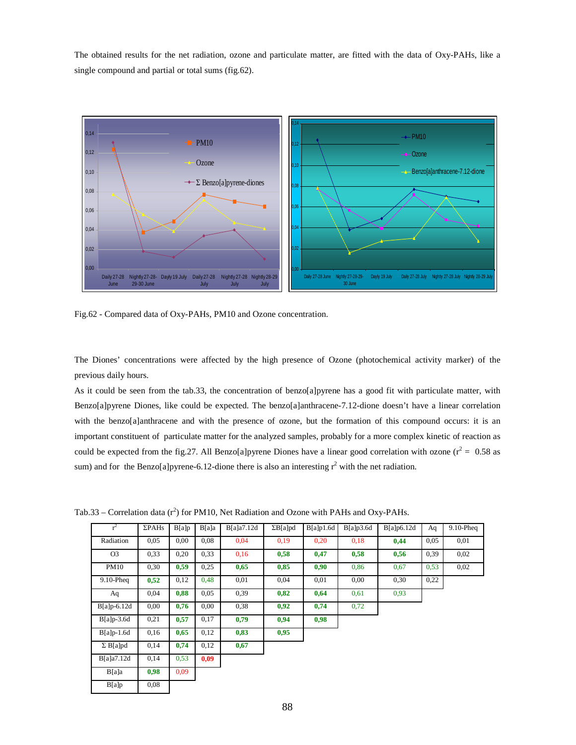The obtained results for the net radiation, ozone and particulate matter, are fitted with the data of Oxy-PAHs, like a single compound and partial or total sums (fig.62).

Fig.62 - Compared data of Oxy-PAHs, PM10 and Ozone concentration.

The Diones' concentrations were affected by the high presence of Ozone (photochemical activity marker) of the previous daily hours.

As it could be seen from the tab.33, the concentration of benzo[a]pyrene has a good fit with particulate matter, with Benzo[a]pyrene Diones, like could be expected. The benzo[a]anthracene-7.12-dione doesn't have a linear correlation with the benzo[a]anthracene and with the presence of ozone, but the formation of this compound occurs: it is an important constituent of particulate matter for the analyzed samples, probably for a more complex kinetic of reaction as could be expected from the fig.27. All Benzo[a]pyrene Diones have a linear good correlation with ozone ($r^2$ = 0.58 as sum) and for the Benzo[a]pyrene-6.12-dione there is also an interesting $r^2$ with the net radiation.

Tab.33 – Correlation data ($r^2$) for PM10, Net Radiation and Ozone with PAHs and Oxy-PAHs.

| $r^2$ | ΣPAHs | B[a]p | B[a]a | B[a]a7.12d | ΣB[a]pd | B[a]p1.6d | B[a]p3.6d | B[a]p6.12d | Aq | 9.10-Pheq |
|---|---|---|---|---|---|---|---|---|---|---|
| Radiation | 0,05 | 0,00 | 0,08 | 0,04 | 0,19 | 0,20 | 0,18 | **0,44** | 0,05 | 0,01 |
| O3 | 0,33 | 0,20 | 0,33 | 0,16 | **0,58** | **0,47** | **0,58** | **0,56** | 0,39 | 0,02 |
| PM10 | 0,30 | **0,59** | 0,25 | **0,65** | **0,85** | **0,90** | 0,86 | 0,67 | 0,53 | 0,02 |
| 9.10-Pheq | **0,52** | 0,12 | 0,48 | 0,01 | 0,04 | 0,01 | 0,00 | 0,30 | 0,22 | |
| Aq | 0,04 | **0,88** | 0,05 | 0,39 | **0,82** | **0,64** | 0,61 | 0,93 | | |
| B[a]p-6.12d | 0,00 | **0,76** | 0,00 | 0,38 | **0,92** | **0,74** | 0,72 | | | |
| B[a]p-3.6d | 0,21 | **0,57** | 0,17 | **0,79** | **0,94** | **0,98** | | | | |
| B[a]p-1.6d | 0,16 | **0,65** | 0,12 | **0,83** | **0,95** | | | | | |
| Σ B[a]pd | 0,14 | **0,74** | 0,12 | **0,67** | | | | | | |
| B[a]a7.12d | 0,14 | 0,53 | **0,09** | | | | | | | |
| B[a]a | **0,98** | 0,09 | | | | | | | | |
| B[a]p | 0,08 | | | | | | | | | |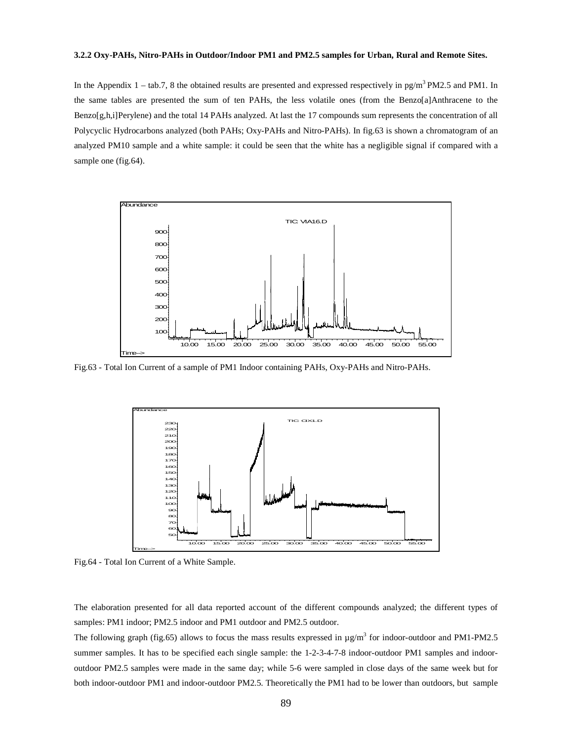### 3.2.2 Oxy-PAHs, Nitro-PAHs in Outdoor/Indoor PM1 and PM2.5 samples for Urban, Rural and Remote Sites.

In the Appendix 1 – tab.7, 8 the obtained results are presented and expressed respectively in pg/$m^3$ PM2.5 and PM1. In the same tables are presented the sum of ten PAHs, the less volatile ones (from the Benzo[a]Anthracene to the Benzo[g,h,i]Perylene) and the total 14 PAHs analyzed. At last the 17 compounds sum represents the concentration of all Polycyclic Hydrocarbons analyzed (both PAHs; Oxy-PAHs and Nitro-PAHs). In fig.63 is shown a chromatogram of an analyzed PM10 sample and a white sample: it could be seen that the white has a negligible signal if compared with a sample one (fig.64).

Fig.63 - Total Ion Current of a sample of PM1 Indoor containing PAHs, Oxy-PAHs and Nitro-PAHs.

Fig.64 - Total Ion Current of a White Sample.

The elaboration presented for all data reported account of the different compounds analyzed; the different types of samples: PM1 indoor; PM2.5 indoor and PM1 outdoor and PM2.5 outdoor.

The following graph (fig.65) allows to focus the mass results expressed in µg/$m^3$ for indoor-outdoor and PM1-PM2.5 summer samples. It has to be specified each single sample: the 1-2-3-4-7-8 indoor-outdoor PM1 samples and indoor-outdoor PM2.5 samples were made in the same day; while 5-6 were sampled in close days of the same week but for both indoor-outdoor PM1 and indoor-outdoor PM2.5. Theoretically the PM1 had to be lower than outdoors, but sample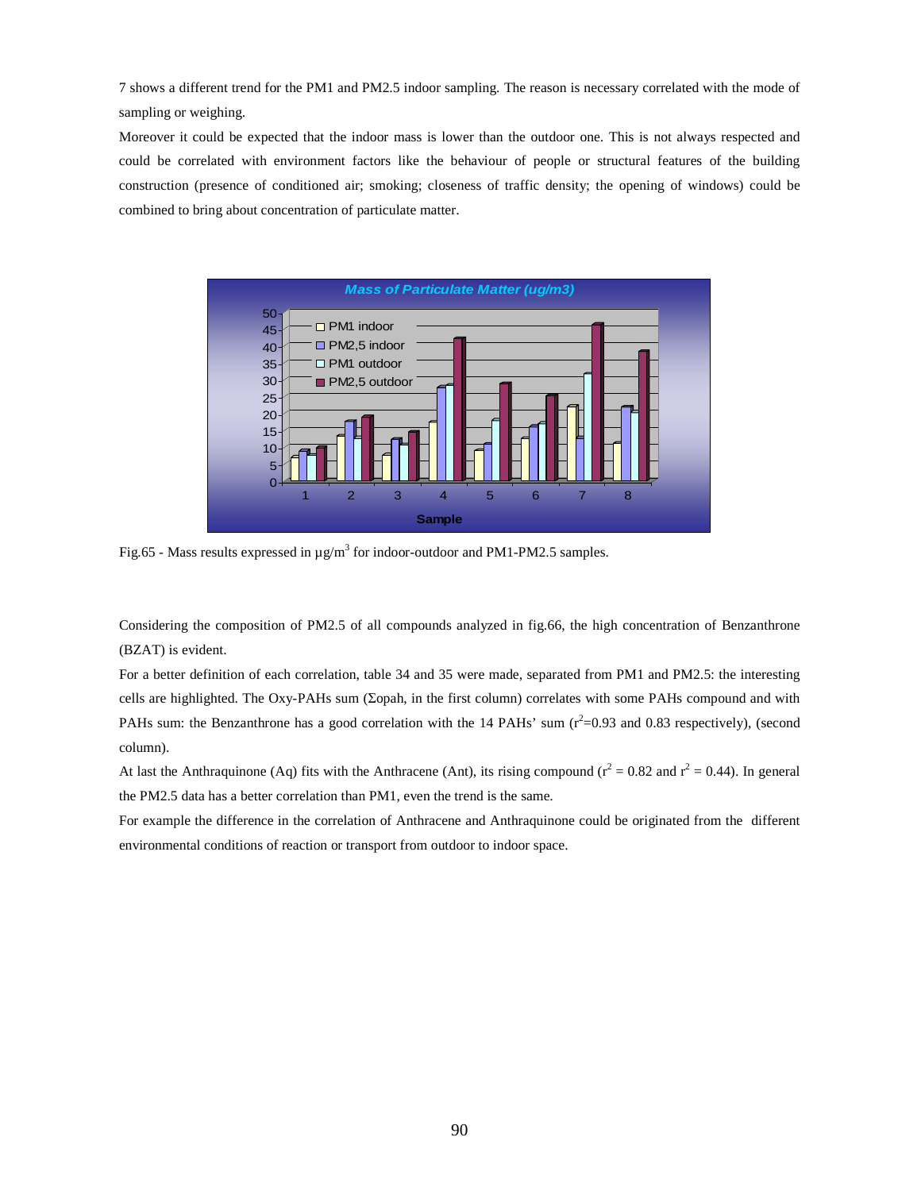7 shows a different trend for the PM1 and PM2.5 indoor sampling. The reason is necessary correlated with the mode of sampling or weighing.

Moreover it could be expected that the indoor mass is lower than the outdoor one. This is not always respected and could be correlated with environment factors like the behaviour of people or structural features of the building construction (presence of conditioned air; smoking; closeness of traffic density; the opening of windows) could be combined to bring about concentration of particulate matter.

Fig.65 - Mass results expressed in µg/m$^3$ for indoor-outdoor and PM1-PM2.5 samples.

Considering the composition of PM2.5 of all compounds analyzed in fig.66, the high concentration of Benzanthrone (BZAT) is evident.

For a better definition of each correlation, table 34 and 35 were made, separated from PM1 and PM2.5: the interesting cells are highlighted. The Oxy-PAHs sum (Σopah, in the first column) correlates with some PAHs compound and with PAHs sum: the Benzanthrone has a good correlation with the 14 PAHs' sum ($r^2$=0.93 and 0.83 respectively), (second column).

At last the Anthraquinone (Aq) fits with the Anthracene (Ant), its rising compound ($r^2$ = 0.82 and $r^2$ = 0.44). In general the PM2.5 data has a better correlation than PM1, even the trend is the same.

For example the difference in the correlation of Anthracene and Anthraquinone could be originated from the different environmental conditions of reaction or transport from outdoor to indoor space.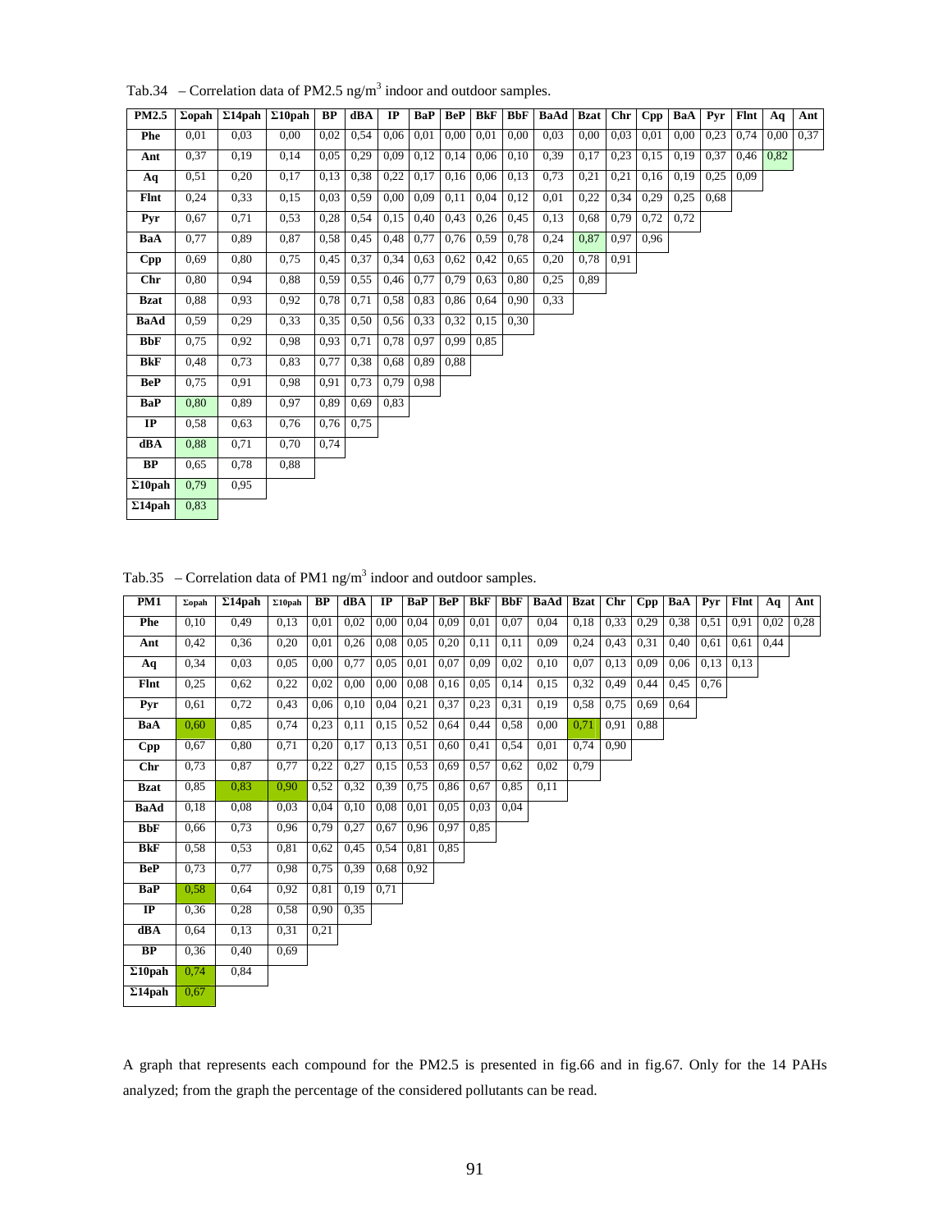Tab.34 – Correlation data of PM2.5 ng/m$^3$ indoor and outdoor samples.

| PM2.5 | Σopah | Σ14pah | Σ10pah | BP | dBA | IP | BaP | BeP | BkF | BbF | BaAd | Bzat | Chr | Cpp | BaA | Pyr | Flnt | Aq | Ant |
|---|---|---|---|---|---|---|---|---|---|---|---|---|---|---|---|---|---|---|---|
| Phe | 0,01 | 0,03 | 0,00 | 0,02 | 0,54 | 0,06 | 0,01 | 0,00 | 0,01 | 0,00 | 0,03 | 0,00 | 0,03 | 0,01 | 0,00 | 0,23 | 0,74 | 0,00 | 0,37 |
| Ant | 0,37 | 0,19 | 0,14 | 0,05 | 0,29 | 0,09 | 0,12 | 0,14 | 0,06 | 0,10 | 0,39 | 0,17 | 0,23 | 0,15 | 0,19 | 0,37 | 0,46 | 0,82 | |
| Aq | 0,51 | 0,20 | 0,17 | 0,13 | 0,38 | 0,22 | 0,17 | 0,16 | 0,06 | 0,13 | 0,73 | 0,21 | 0,21 | 0,16 | 0,19 | 0,25 | 0,09 | | |
| Flnt | 0,24 | 0,33 | 0,15 | 0,03 | 0,59 | 0,00 | 0,09 | 0,11 | 0,04 | 0,12 | 0,01 | 0,22 | 0,34 | 0,29 | 0,25 | 0,68 | | | |
| Pyr | 0,67 | 0,71 | 0,53 | 0,28 | 0,54 | 0,15 | 0,40 | 0,43 | 0,26 | 0,45 | 0,13 | 0,68 | 0,79 | 0,72 | 0,72 | | | | |
| BaA | 0,77 | 0,89 | 0,87 | 0,58 | 0,45 | 0,48 | 0,77 | 0,76 | 0,59 | 0,78 | 0,24 | 0,87 | 0,97 | 0,96 | | | | | |
| Cpp | 0,69 | 0,80 | 0,75 | 0,45 | 0,37 | 0,34 | 0,63 | 0,62 | 0,42 | 0,65 | 0,20 | 0,78 | 0,91 | | | | | | |
| Chr | 0,80 | 0,94 | 0,88 | 0,59 | 0,55 | 0,46 | 0,77 | 0,79 | 0,63 | 0,80 | 0,25 | 0,89 | | | | | | | |
| Bzat | 0,88 | 0,93 | 0,92 | 0,78 | 0,71 | 0,58 | 0,83 | 0,86 | 0,64 | 0,90 | 0,33 | | | | | | | | |
| BaAd | 0,59 | 0,29 | 0,33 | 0,35 | 0,50 | 0,56 | 0,33 | 0,32 | 0,15 | 0,30 | | | | | | | | | |
| BbF | 0,75 | 0,92 | 0,98 | 0,93 | 0,71 | 0,78 | 0,97 | 0,99 | 0,85 | | | | | | | | | | |
| BkF | 0,48 | 0,73 | 0,83 | 0,77 | 0,38 | 0,68 | 0,89 | 0,88 | | | | | | | | | | | |
| BeP | 0,75 | 0,91 | 0,98 | 0,91 | 0,73 | 0,79 | 0,98 | | | | | | | | | | | | |
| BaP | 0,80 | 0,89 | 0,97 | 0,89 | 0,69 | 0,83 | | | | | | | | | | | | | |
| IP | 0,58 | 0,63 | 0,76 | 0,76 | 0,75 | | | | | | | | | | | | | | |
| dBA | 0,88 | 0,71 | 0,70 | 0,74 | | | | | | | | | | | | | | | |
| BP | 0,65 | 0,78 | 0,88 | | | | | | | | | | | | | | | | |
| Σ10pah | 0,79 | 0,95 | | | | | | | | | | | | | | | | | |
| Σ14pah | 0,83 | | | | | | | | | | | | | | | | | | |

Tab.35 – Correlation data of PM1 ng/m$^3$ indoor and outdoor samples.

| PM1 | Σopah | Σ14pah | Σ10pah | BP | dBA | IP | BaP | BeP | BkF | BbF | BaAd | Bzat | Chr | Cpp | BaA | Pyr | Flnt | Aq | Ant |
|---|---|---|---|---|---|---|---|---|---|---|---|---|---|---|---|---|---|---|---|
| Phe | 0,10 | 0,49 | 0,13 | 0,01 | 0,02 | 0,00 | 0,04 | 0,09 | 0,01 | 0,07 | 0,04 | 0,18 | 0,33 | 0,29 | 0,38 | 0,51 | 0,91 | 0,02 | 0,28 |
| Ant | 0,42 | 0,36 | 0,20 | 0,01 | 0,26 | 0,08 | 0,05 | 0,20 | 0,11 | 0,11 | 0,09 | 0,24 | 0,43 | 0,31 | 0,40 | 0,61 | 0,61 | 0,44 | |
| Aq | 0,34 | 0,03 | 0,05 | 0,00 | 0,77 | 0,05 | 0,01 | 0,07 | 0,09 | 0,02 | 0,10 | 0,07 | 0,13 | 0,09 | 0,06 | 0,13 | 0,13 | | |
| Flnt | 0,25 | 0,62 | 0,22 | 0,02 | 0,00 | 0,00 | 0,08 | 0,16 | 0,05 | 0,14 | 0,15 | 0,32 | 0,49 | 0,44 | 0,45 | 0,76 | | | |
| Pyr | 0,61 | 0,72 | 0,43 | 0,06 | 0,10 | 0,04 | 0,21 | 0,37 | 0,23 | 0,31 | 0,19 | 0,58 | 0,75 | 0,69 | 0,64 | | | | |
| BaA | 0,60 | 0,85 | 0,74 | 0,23 | 0,11 | 0,15 | 0,52 | 0,64 | 0,44 | 0,58 | 0,00 | 0,71 | 0,91 | 0,88 | | | | | |
| Cpp | 0,67 | 0,80 | 0,71 | 0,20 | 0,17 | 0,13 | 0,51 | 0,60 | 0,41 | 0,54 | 0,01 | 0,74 | 0,90 | | | | | | |
| Chr | 0,73 | 0,87 | 0,77 | 0,22 | 0,27 | 0,15 | 0,53 | 0,69 | 0,57 | 0,62 | 0,02 | 0,79 | | | | | | | |
| Bzat | 0,85 | 0,83 | 0,90 | 0,52 | 0,32 | 0,39 | 0,75 | 0,86 | 0,67 | 0,85 | 0,11 | | | | | | | | |
| BaAd | 0,18 | 0,08 | 0,03 | 0,04 | 0,10 | 0,08 | 0,01 | 0,05 | 0,03 | 0,04 | | | | | | | | | |
| BbF | 0,66 | 0,73 | 0,96 | 0,79 | 0,27 | 0,67 | 0,96 | 0,97 | 0,85 | | | | | | | | | | |
| BkF | 0,58 | 0,53 | 0,81 | 0,62 | 0,45 | 0,54 | 0,81 | 0,85 | | | | | | | | | | | |
| BeP | 0,73 | 0,77 | 0,98 | 0,75 | 0,39 | 0,68 | 0,92 | | | | | | | | | | | | |
| BaP | 0,58 | 0,64 | 0,92 | 0,81 | 0,19 | 0,71 | | | | | | | | | | | | | |
| IP | 0,36 | 0,28 | 0,58 | 0,90 | 0,35 | | | | | | | | | | | | | | |
| dBA | 0,64 | 0,13 | 0,31 | 0,21 | | | | | | | | | | | | | | | |
| BP | 0,36 | 0,40 | 0,69 | | | | | | | | | | | | | | | | |
| Σ10pah | 0,74 | 0,84 | | | | | | | | | | | | | | | | | |
| Σ14pah | 0,67 | | | | | | | | | | | | | | | | | | |

A graph that represents each compound for the PM2.5 is presented in fig.66 and in fig.67. Only for the 14 PAHs analyzed; from the graph the percentage of the considered pollutants can be read.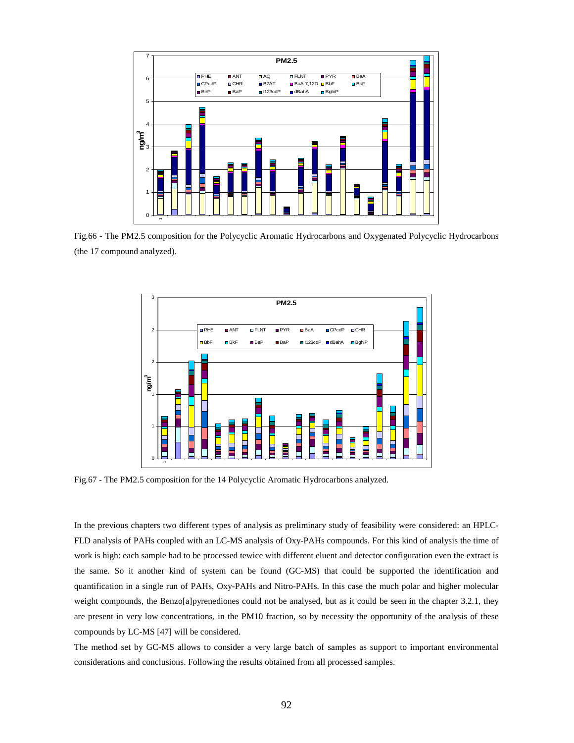Fig.66 - The PM2.5 composition for the Polycyclic Aromatic Hydrocarbons and Oxygenated Polycyclic Hydrocarbons (the 17 compound analyzed).

Fig.67 - The PM2.5 composition for the 14 Polycyclic Aromatic Hydrocarbons analyzed.

In the previous chapters two different types of analysis as preliminary study of feasibility were considered: an HPLC-FLD analysis of PAHs coupled with an LC-MS analysis of Oxy-PAHs compounds. For this kind of analysis the time of work is high: each sample had to be processed tewice with different eluent and detector configuration even the extract is the same. So it another kind of system can be found (GC-MS) that could be supported the identification and quantification in a single run of PAHs, Oxy-PAHs and Nitro-PAHs. In this case the much polar and higher molecular weight compounds, the Benzo[a]pyrenediones could not be analysed, but as it could be seen in the chapter 3.2.1, they are present in very low concentrations, in the PM10 fraction, so by necessity the opportunity of the analysis of these compounds by LC-MS [47] will be considered.

The method set by GC-MS allows to consider a very large batch of samples as support to important environmental considerations and conclusions. Following the results obtained from all processed samples.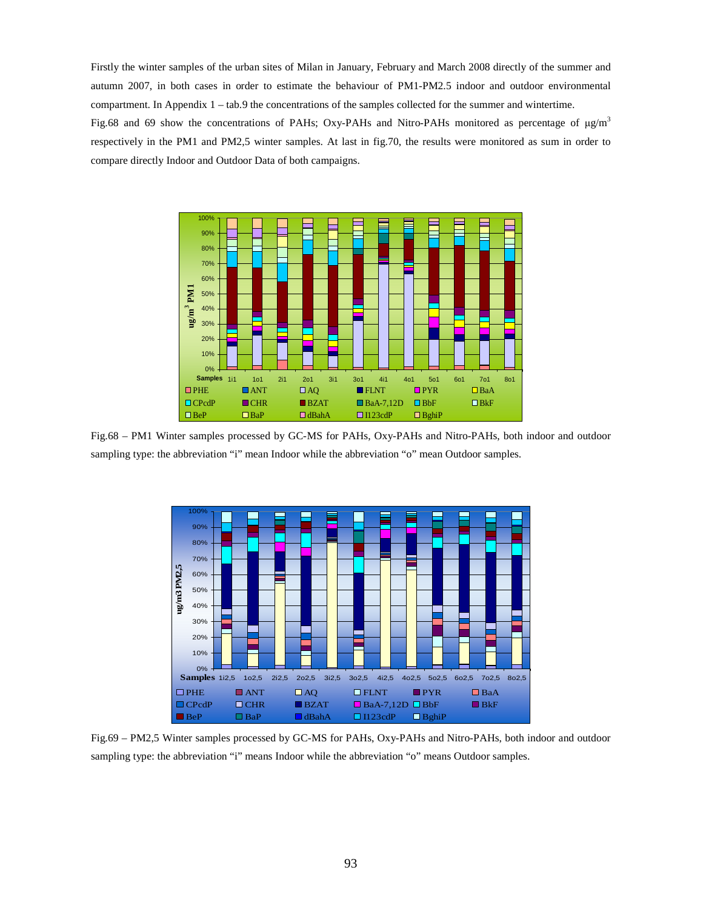Firstly the winter samples of the urban sites of Milan in January, February and March 2008 directly of the summer and autumn 2007, in both cases in order to estimate the behaviour of PM1-PM2.5 indoor and outdoor environmental compartment. In Appendix 1 – tab.9 the concentrations of the samples collected for the summer and wintertime.

Fig.68 and 69 show the concentrations of PAHs; Oxy-PAHs and Nitro-PAHs monitored as percentage of $\mu g/m^3$ respectively in the PM1 and PM2,5 winter samples. At last in fig.70, the results were monitored as sum in order to compare directly Indoor and Outdoor Data of both campaigns.

Fig.68 – PM1 Winter samples processed by GC-MS for PAHs, Oxy-PAHs and Nitro-PAHs, both indoor and outdoor sampling type: the abbreviation "i" mean Indoor while the abbreviation "o" mean Outdoor samples.

Fig.69 – PM2,5 Winter samples processed by GC-MS for PAHs, Oxy-PAHs and Nitro-PAHs, both indoor and outdoor sampling type: the abbreviation "i" means Indoor while the abbreviation "o" means Outdoor samples.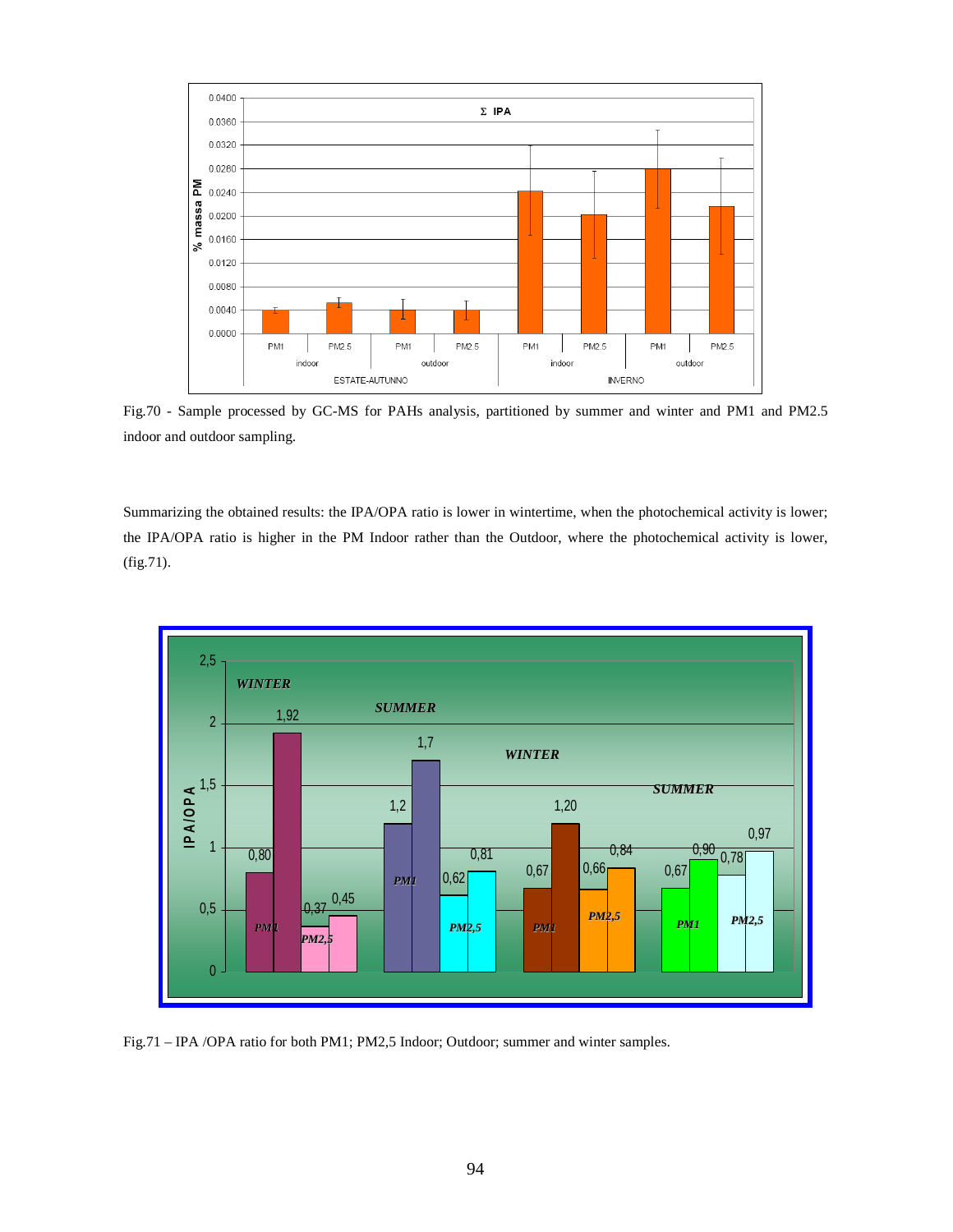Fig.70 - Sample processed by GC-MS for PAHs analysis, partitioned by summer and winter and PM1 and PM2.5 indoor and outdoor sampling.

Summarizing the obtained results: the IPA/OPA ratio is lower in wintertime, when the photochemical activity is lower; the IPA/OPA ratio is higher in the PM Indoor rather than the Outdoor, where the photochemical activity is lower, (fig.71).

Fig.71 – IPA /OPA ratio for both PM1; PM2,5 Indoor; Outdoor; summer and winter samples.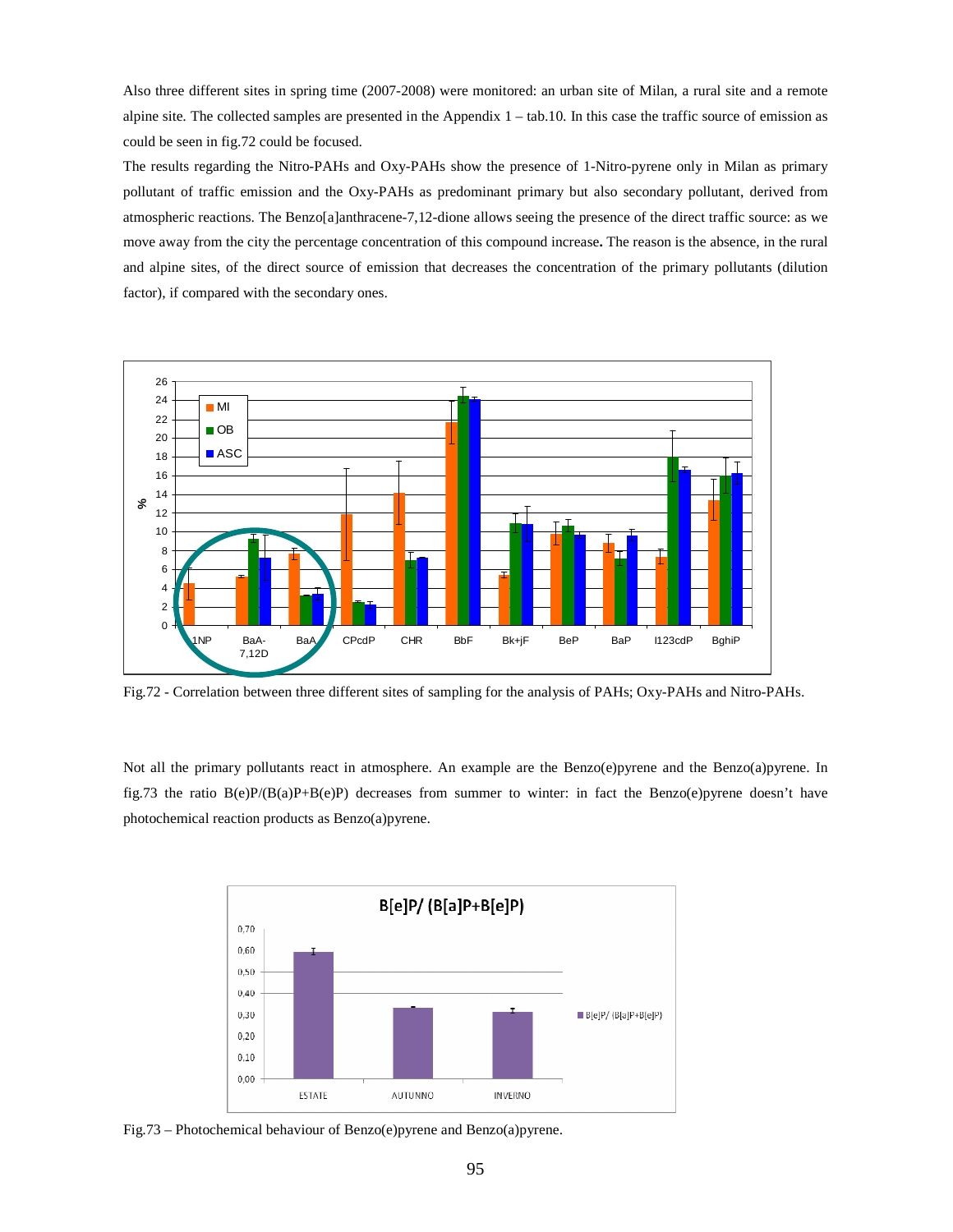Also three different sites in spring time (2007-2008) were monitored: an urban site of Milan, a rural site and a remote alpine site. The collected samples are presented in the Appendix 1 – tab.10. In this case the traffic source of emission as could be seen in fig.72 could be focused.

The results regarding the Nitro-PAHs and Oxy-PAHs show the presence of 1-Nitro-pyrene only in Milan as primary pollutant of traffic emission and the Oxy-PAHs as predominant primary but also secondary pollutant, derived from atmospheric reactions. The Benzo[a]anthracene-7,12-dione allows seeing the presence of the direct traffic source: as we move away from the city the percentage concentration of this compound increase**.** The reason is the absence, in the rural and alpine sites, of the direct source of emission that decreases the concentration of the primary pollutants (dilution factor), if compared with the secondary ones.

Fig.72 - Correlation between three different sites of sampling for the analysis of PAHs; Oxy-PAHs and Nitro-PAHs.

Not all the primary pollutants react in atmosphere. An example are the Benzo(e)pyrene and the Benzo(a)pyrene. In fig.73 the ratio B(e)P/(B(a)P+B(e)P) decreases from summer to winter: in fact the Benzo(e)pyrene doesn't have photochemical reaction products as Benzo(a)pyrene.

Fig.73 – Photochemical behaviour of Benzo(e)pyrene and Benzo(a)pyrene.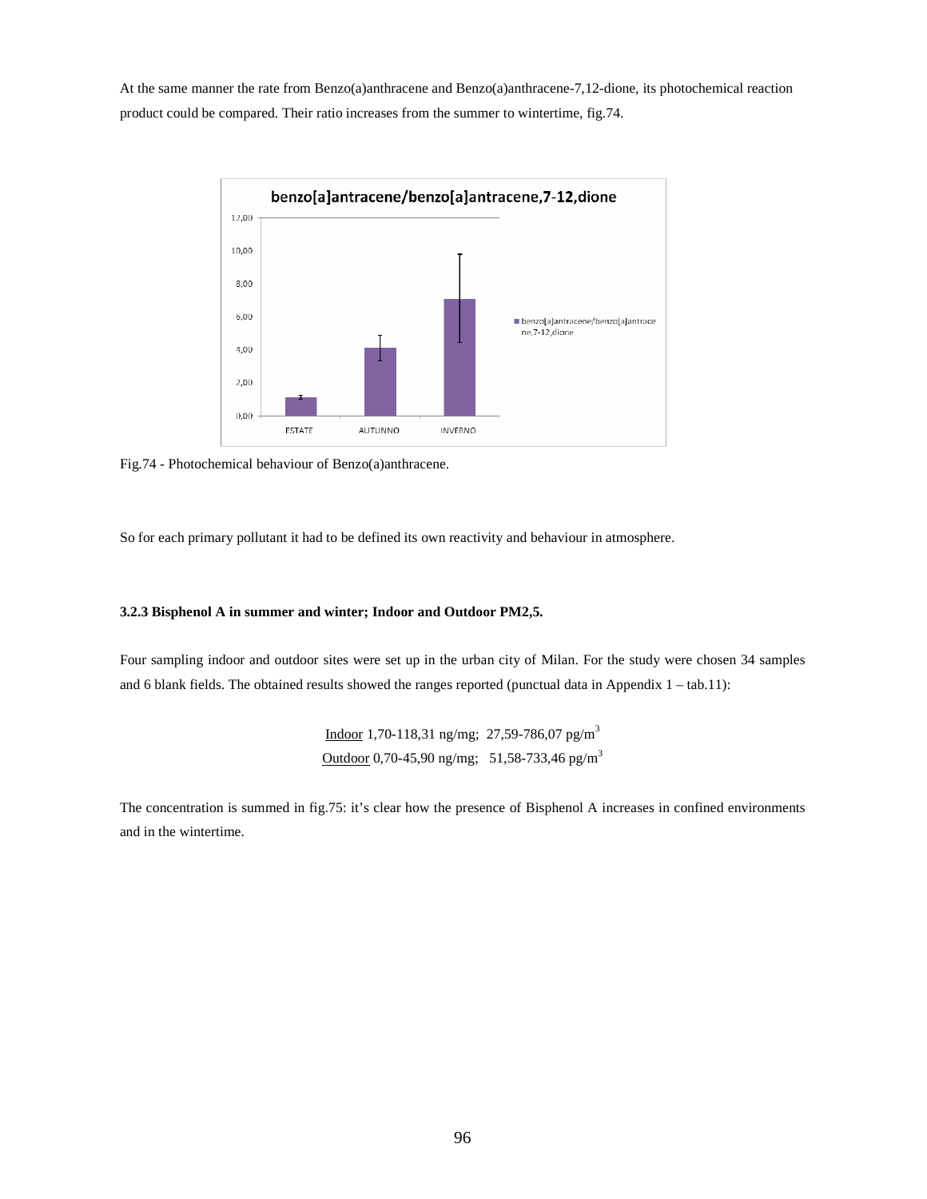At the same manner the rate from Benzo(a)anthracene and Benzo(a)anthracene-7,12-dione, its photochemical reaction product could be compared. Their ratio increases from the summer to wintertime, fig.74.

Fig.74 - Photochemical behaviour of Benzo(a)anthracene.

So for each primary pollutant it had to be defined its own reactivity and behaviour in atmosphere.

### 3.2.3 Bisphenol A in summer and winter; Indoor and Outdoor PM2,5.

Four sampling indoor and outdoor sites were set up in the urban city of Milan. For the study were chosen 34 samples and 6 blank fields. The obtained results showed the ranges reported (punctual data in Appendix 1 – tab.11):

Indoor 1,70-118,31 ng/mg; 27,59-786,07 pg/$m^3$

Outdoor 0,70-45,90 ng/mg; 51,58-733,46 pg/$m^3$

The concentration is summed in fig.75: it's clear how the presence of Bisphenol A increases in confined environments and in the wintertime.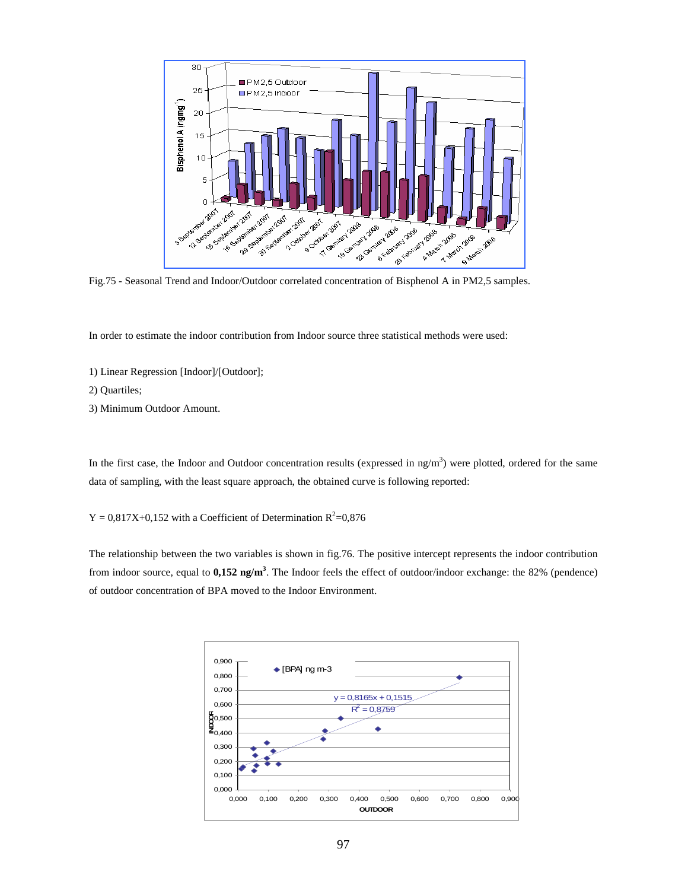Fig.75 - Seasonal Trend and Indoor/Outdoor correlated concentration of Bisphenol A in PM2,5 samples.

In order to estimate the indoor contribution from Indoor source three statistical methods were used:

1) Linear Regression [Indoor]/[Outdoor];

2) Quartiles;

3) Minimum Outdoor Amount.

In the first case, the Indoor and Outdoor concentration results (expressed in $ng/m^3$) were plotted, ordered for the same data of sampling, with the least square approach, the obtained curve is following reported:

$Y = 0,817X+0,152$ with a Coefficient of Determination $R^2=0,876$

The relationship between the two variables is shown in fig.76. The positive intercept represents the indoor contribution from indoor source, equal to **0,152 ng/m$^3$**. The Indoor feels the effect of outdoor/indoor exchange: the 82% (pendence) of outdoor concentration of BPA moved to the Indoor Environment.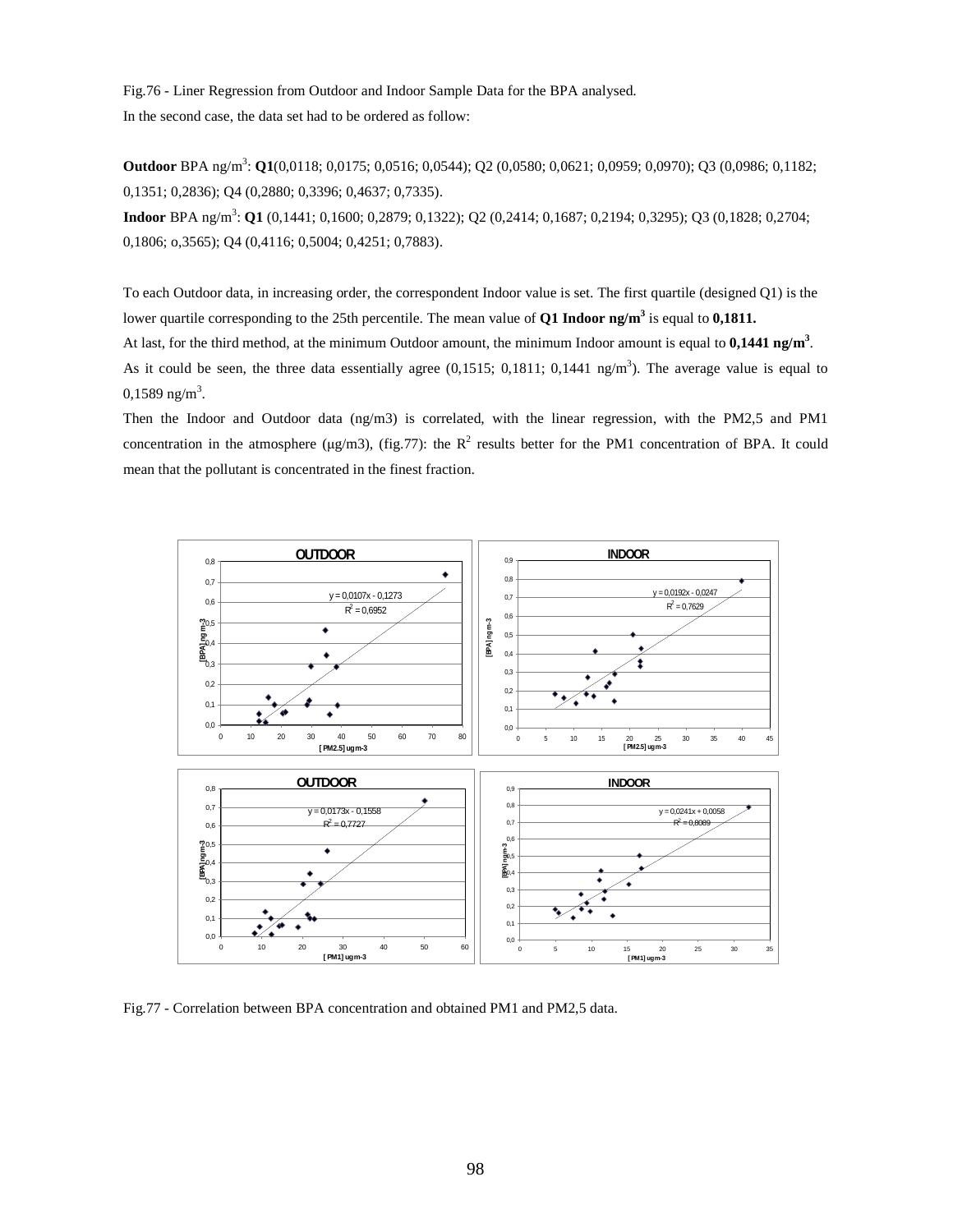Fig.76 - Liner Regression from Outdoor and Indoor Sample Data for the BPA analysed.

In the second case, the data set had to be ordered as follow:

**Outdoor** BPA ng/m$^3$: **Q1**(0,0118; 0,0175; 0,0516; 0,0544); Q2 (0,0580; 0,0621; 0,0959; 0,0970); Q3 (0,0986; 0,1182; 0,1351; 0,2836); Q4 (0,2880; 0,3396; 0,4637; 0,7335).

**Indoor** BPA ng/m$^3$: **Q1** (0,1441; 0,1600; 0,2879; 0,1322); Q2 (0,2414; 0,1687; 0,2194; 0,3295); Q3 (0,1828; 0,2704; 0,1806; o,3565); Q4 (0,4116; 0,5004; 0,4251; 0,7883).

To each Outdoor data, in increasing order, the correspondent Indoor value is set. The first quartile (designed Q1) is the lower quartile corresponding to the 25th percentile. The mean value of **Q1 Indoor ng/m$^3$** is equal to **0,1811.**

At last, for the third method, at the minimum Outdoor amount, the minimum Indoor amount is equal to **0,1441 ng/m$^3$**.

As it could be seen, the three data essentially agree (0,1515; 0,1811; 0,1441 ng/m$^3$). The average value is equal to 0,1589 ng/m$^3$.

Then the Indoor and Outdoor data (ng/m3) is correlated, with the linear regression, with the PM2,5 and PM1 concentration in the atmosphere (μg/m3), (fig.77): the $R^2$ results better for the PM1 concentration of BPA. It could mean that the pollutant is concentrated in the finest fraction.

Fig.77 - Correlation between BPA concentration and obtained PM1 and PM2,5 data.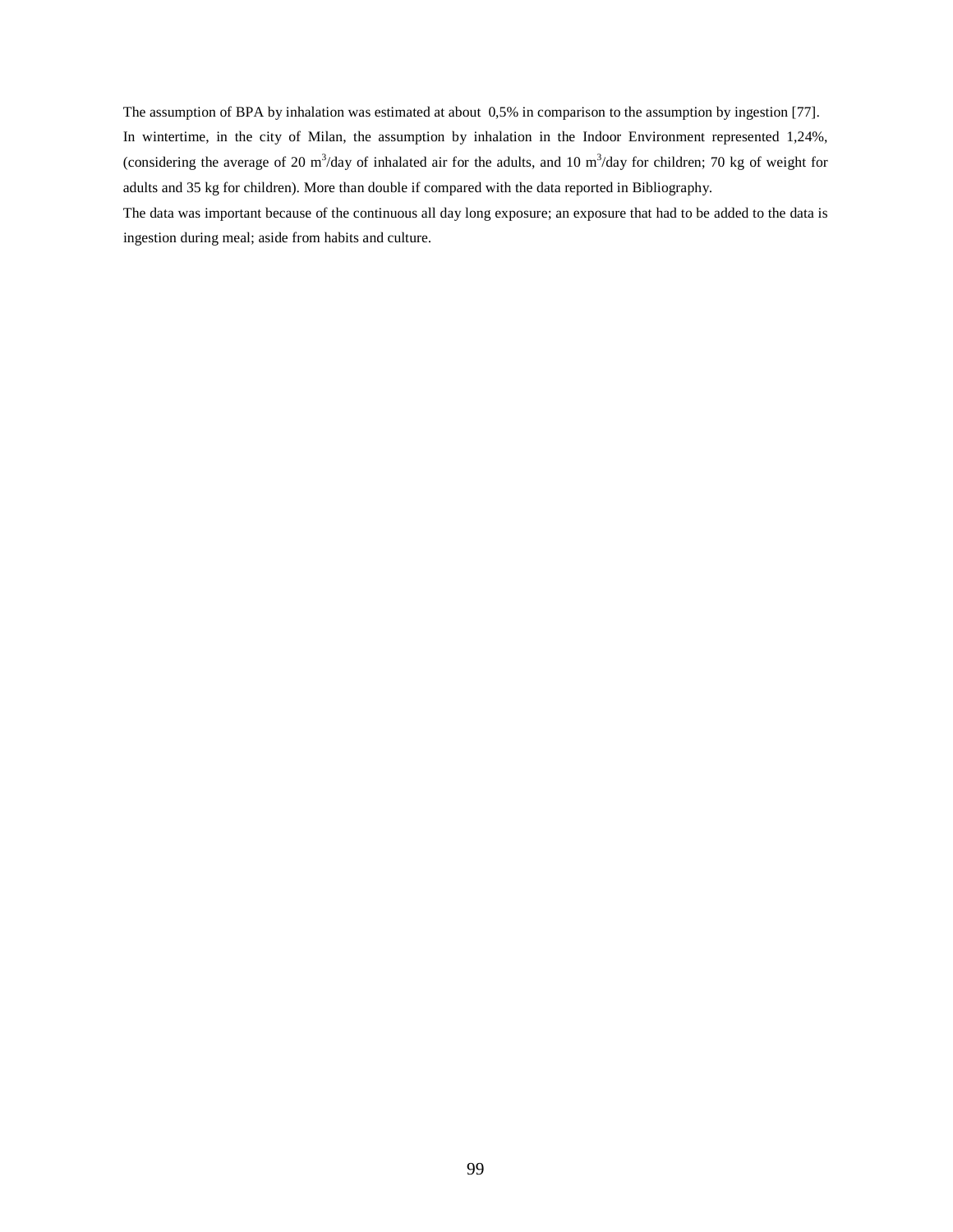The assumption of BPA by inhalation was estimated at about 0,5% in comparison to the assumption by ingestion [77].
In wintertime, in the city of Milan, the assumption by inhalation in the Indoor Environment represented 1,24%, (considering the average of 20 $m^3$/day of inhalated air for the adults, and 10 $m^3$/day for children; 70 kg of weight for adults and 35 kg for children). More than double if compared with the data reported in Bibliography.
The data was important because of the continuous all day long exposure; an exposure that had to be added to the data is ingestion during meal; aside from habits and culture.